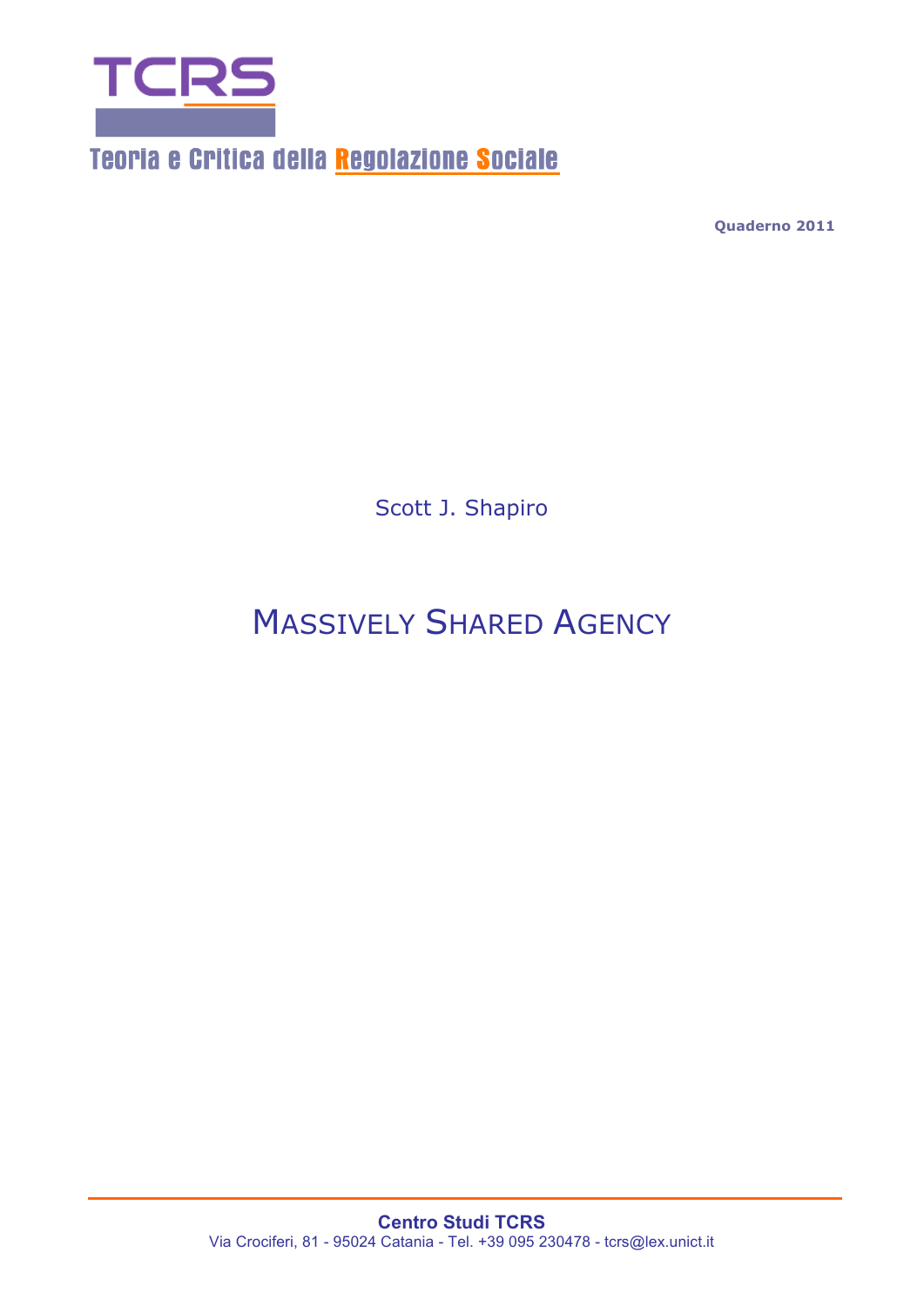# TCRS

Teoria e Critica della Regolazione Sociale

**Quaderno 2011**

Scott J. Shapiro

# MASSIVELY SHARED AGENCY

**Centro Studi TCRS**

Via Crociferi, 81 - 95024 Catania - Tel. +39 095 230478 - tcrs@lex.unict.it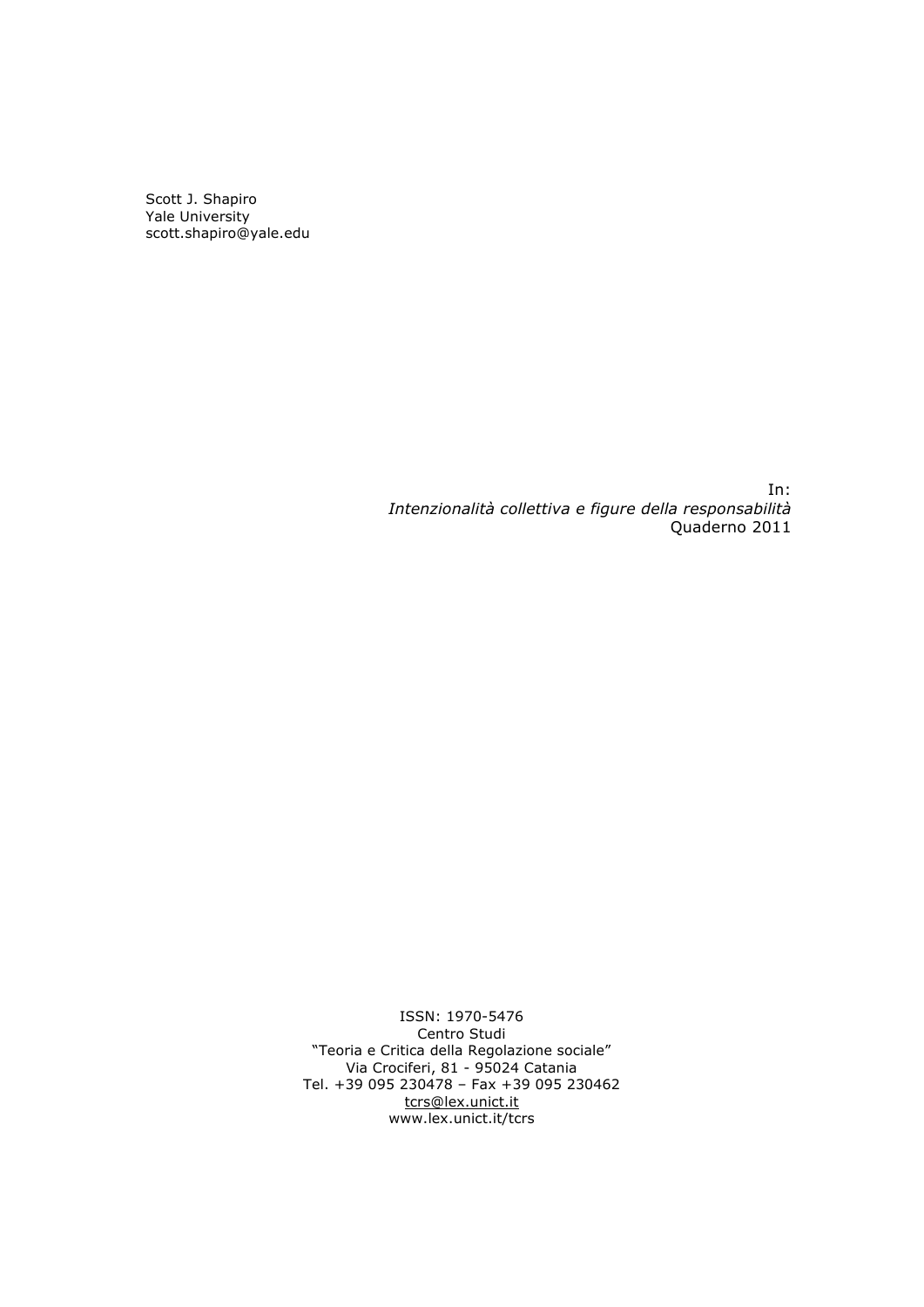Scott J. Shapiro
Yale University
scott.shapiro@yale.edu

In:
*Intenzionalità collettiva e figure della responsabilità*
Quaderno 2011

ISSN: 1970-5476
Centro Studi
"Teoria e Critica della Regolazione sociale"
Via Crociferi, 81 - 95024 Catania
Tel. +39 095 230478 – Fax +39 095 230462
tcrs@lex.unict.it
www.lex.unict.it/tcrs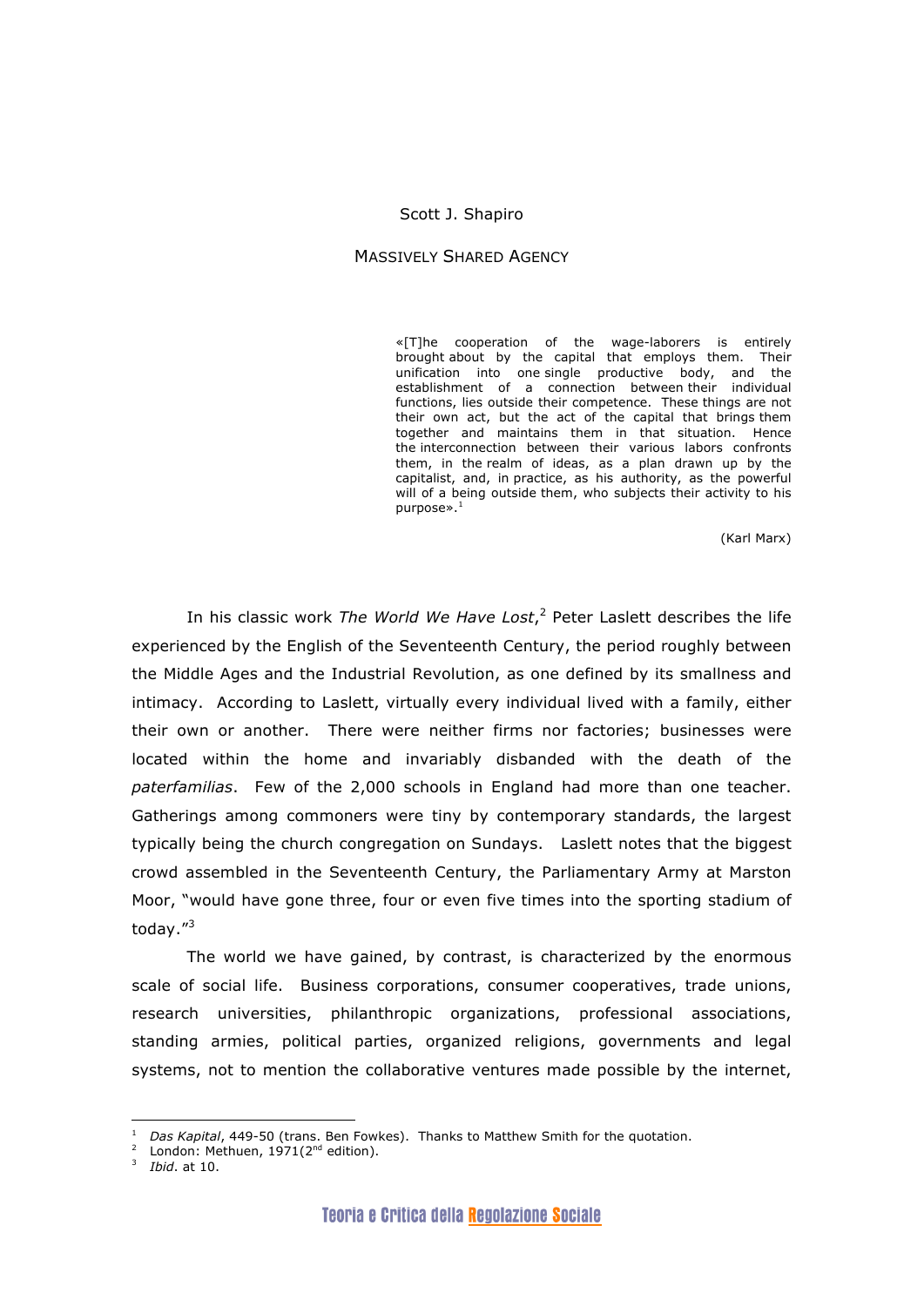Scott J. Shapiro

# MASSIVELY SHARED AGENCY

> «[T]he cooperation of the wage-laborers is entirely brought about by the capital that employs them. Their unification into one single productive body, and the establishment of a connection between their individual functions, lies outside their competence. These things are not their own act, but the act of the capital that brings them together and maintains them in that situation. Hence the interconnection between their various labors confronts them, in the realm of ideas, as a plan drawn up by the capitalist, and, in practice, as his authority, as the powerful will of a being outside them, who subjects their activity to his purpose».[1]
>
> (Karl Marx)

In his classic work *The World We Have Lost*,[2] Peter Laslett describes the life experienced by the English of the Seventeenth Century, the period roughly between the Middle Ages and the Industrial Revolution, as one defined by its smallness and intimacy. According to Laslett, virtually every individual lived with a family, either their own or another. There were neither firms nor factories; businesses were located within the home and invariably disbanded with the death of the *paterfamilias*. Few of the 2,000 schools in England had more than one teacher. Gatherings among commoners were tiny by contemporary standards, the largest typically being the church congregation on Sundays. Laslett notes that the biggest crowd assembled in the Seventeenth Century, the Parliamentary Army at Marston Moor, "would have gone three, four or even five times into the sporting stadium of today."[3]

The world we have gained, by contrast, is characterized by the enormous scale of social life. Business corporations, consumer cooperatives, trade unions, research universities, philanthropic organizations, professional associations, standing armies, political parties, organized religions, governments and legal systems, not to mention the collaborative ventures made possible by the internet,

---

[1] *Das Kapital*, 449-50 (trans. Ben Fowkes). Thanks to Matthew Smith for the quotation.

[2] London: Methuen, 1971(2nd edition).

[3] *Ibid*. at 10.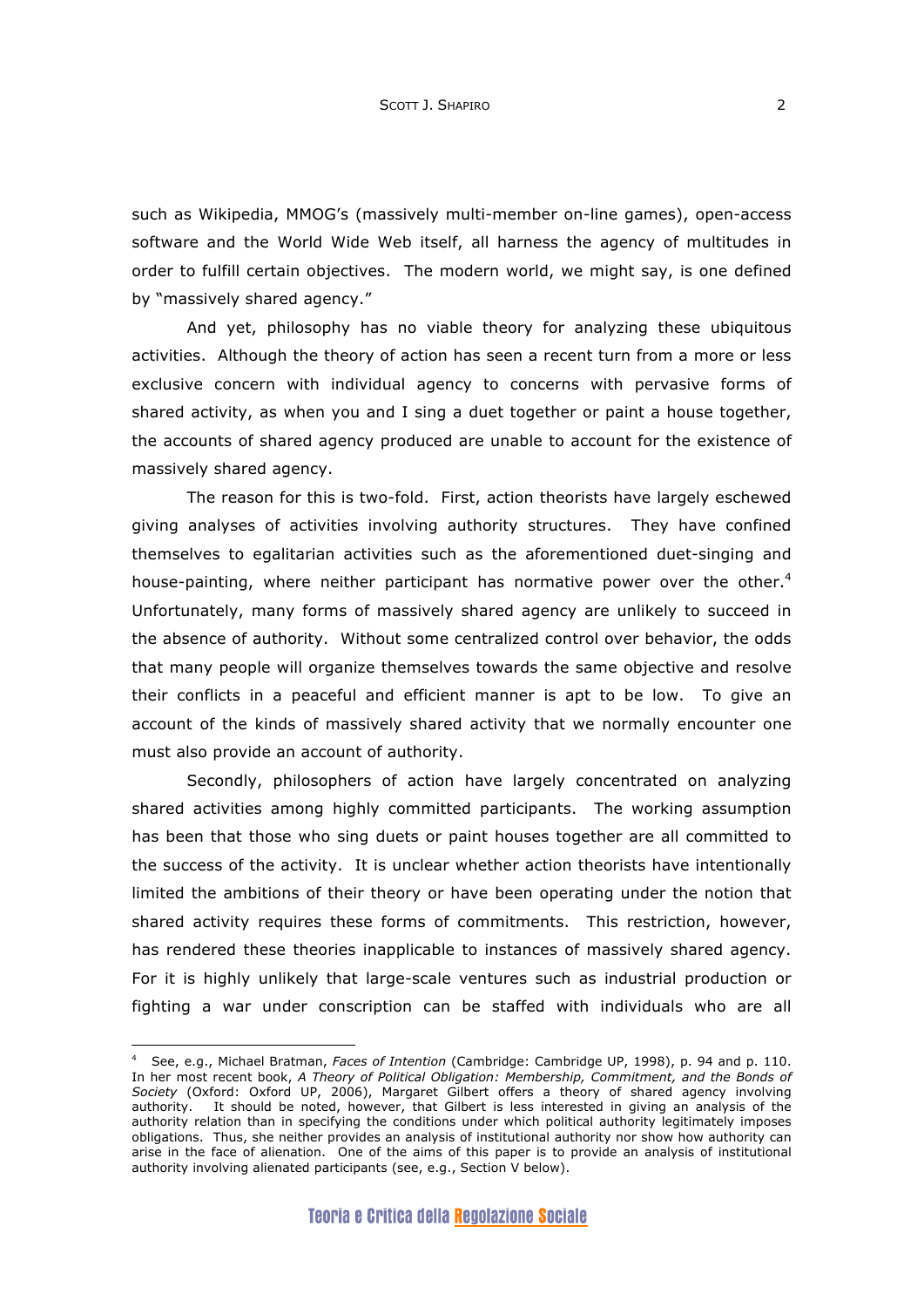such as Wikipedia, MMOG's (massively multi-member on-line games), open-access software and the World Wide Web itself, all harness the agency of multitudes in order to fulfill certain objectives. The modern world, we might say, is one defined by "massively shared agency."

And yet, philosophy has no viable theory for analyzing these ubiquitous activities. Although the theory of action has seen a recent turn from a more or less exclusive concern with individual agency to concerns with pervasive forms of shared activity, as when you and I sing a duet together or paint a house together, the accounts of shared agency produced are unable to account for the existence of massively shared agency.

The reason for this is two-fold. First, action theorists have largely eschewed giving analyses of activities involving authority structures. They have confined themselves to egalitarian activities such as the aforementioned duet-singing and house-painting, where neither participant has normative power over the other.[4] Unfortunately, many forms of massively shared agency are unlikely to succeed in the absence of authority. Without some centralized control over behavior, the odds that many people will organize themselves towards the same objective and resolve their conflicts in a peaceful and efficient manner is apt to be low. To give an account of the kinds of massively shared activity that we normally encounter one must also provide an account of authority.

Secondly, philosophers of action have largely concentrated on analyzing shared activities among highly committed participants. The working assumption has been that those who sing duets or paint houses together are all committed to the success of the activity. It is unclear whether action theorists have intentionally limited the ambitions of their theory or have been operating under the notion that shared activity requires these forms of commitments. This restriction, however, has rendered these theories inapplicable to instances of massively shared agency. For it is highly unlikely that large-scale ventures such as industrial production or fighting a war under conscription can be staffed with individuals who are all

---

[4] See, e.g., Michael Bratman, *Faces of Intention* (Cambridge: Cambridge UP, 1998), p. 94 and p. 110. In her most recent book, *A Theory of Political Obligation: Membership, Commitment, and the Bonds of Society* (Oxford: Oxford UP, 2006), Margaret Gilbert offers a theory of shared agency involving authority. It should be noted, however, that Gilbert is less interested in giving an analysis of the authority relation than in specifying the conditions under which political authority legitimately imposes obligations. Thus, she neither provides an analysis of institutional authority nor show how authority can arise in the face of alienation. One of the aims of this paper is to provide an analysis of institutional authority involving alienated participants (see, e.g., Section V below).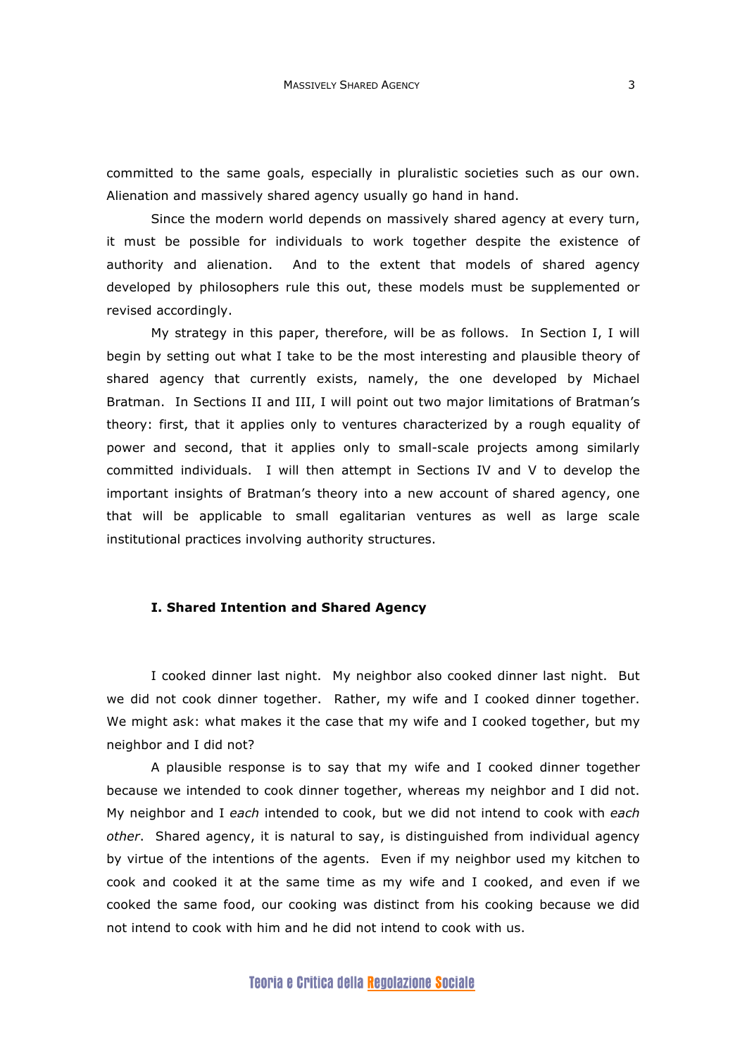committed to the same goals, especially in pluralistic societies such as our own. Alienation and massively shared agency usually go hand in hand.

Since the modern world depends on massively shared agency at every turn, it must be possible for individuals to work together despite the existence of authority and alienation. And to the extent that models of shared agency developed by philosophers rule this out, these models must be supplemented or revised accordingly.

My strategy in this paper, therefore, will be as follows. In Section I, I will begin by setting out what I take to be the most interesting and plausible theory of shared agency that currently exists, namely, the one developed by Michael Bratman. In Sections II and III, I will point out two major limitations of Bratman's theory: first, that it applies only to ventures characterized by a rough equality of power and second, that it applies only to small-scale projects among similarly committed individuals. I will then attempt in Sections IV and V to develop the important insights of Bratman's theory into a new account of shared agency, one that will be applicable to small egalitarian ventures as well as large scale institutional practices involving authority structures.

### I. Shared Intention and Shared Agency

I cooked dinner last night. My neighbor also cooked dinner last night. But we did not cook dinner together. Rather, my wife and I cooked dinner together. We might ask: what makes it the case that my wife and I cooked together, but my neighbor and I did not?

A plausible response is to say that my wife and I cooked dinner together because we intended to cook dinner together, whereas my neighbor and I did not. My neighbor and I *each* intended to cook, but we did not intend to cook with *each other*. Shared agency, it is natural to say, is distinguished from individual agency by virtue of the intentions of the agents. Even if my neighbor used my kitchen to cook and cooked it at the same time as my wife and I cooked, and even if we cooked the same food, our cooking was distinct from his cooking because we did not intend to cook with him and he did not intend to cook with us.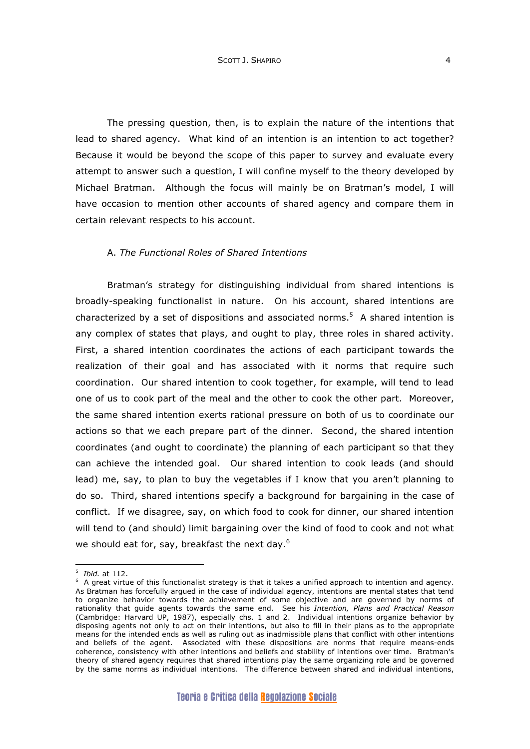The pressing question, then, is to explain the nature of the intentions that lead to shared agency. What kind of an intention is an intention to act together? Because it would be beyond the scope of this paper to survey and evaluate every attempt to answer such a question, I will confine myself to the theory developed by Michael Bratman. Although the focus will mainly be on Bratman's model, I will have occasion to mention other accounts of shared agency and compare them in certain relevant respects to his account.

### A. *The Functional Roles of Shared Intentions*

Bratman's strategy for distinguishing individual from shared intentions is broadly-speaking functionalist in nature. On his account, shared intentions are characterized by a set of dispositions and associated norms.[5] A shared intention is any complex of states that plays, and ought to play, three roles in shared activity. First, a shared intention coordinates the actions of each participant towards the realization of their goal and has associated with it norms that require such coordination. Our shared intention to cook together, for example, will tend to lead one of us to cook part of the meal and the other to cook the other part. Moreover, the same shared intention exerts rational pressure on both of us to coordinate our actions so that we each prepare part of the dinner. Second, the shared intention coordinates (and ought to coordinate) the planning of each participant so that they can achieve the intended goal. Our shared intention to cook leads (and should lead) me, say, to plan to buy the vegetables if I know that you aren't planning to do so. Third, shared intentions specify a background for bargaining in the case of conflict. If we disagree, say, on which food to cook for dinner, our shared intention will tend to (and should) limit bargaining over the kind of food to cook and not what we should eat for, say, breakfast the next day.[6]

---

[5] *Ibid.* at 112.

[6] A great virtue of this functionalist strategy is that it takes a unified approach to intention and agency. As Bratman has forcefully argued in the case of individual agency, intentions are mental states that tend to organize behavior towards the achievement of some objective and are governed by norms of rationality that guide agents towards the same end. See his *Intention, Plans and Practical Reason* (Cambridge: Harvard UP, 1987), especially chs. 1 and 2. Individual intentions organize behavior by disposing agents not only to act on their intentions, but also to fill in their plans as to the appropriate means for the intended ends as well as ruling out as inadmissible plans that conflict with other intentions and beliefs of the agent. Associated with these dispositions are norms that require means-ends coherence, consistency with other intentions and beliefs and stability of intentions over time. Bratman's theory of shared agency requires that shared intentions play the same organizing role and be governed by the same norms as individual intentions. The difference between shared and individual intentions,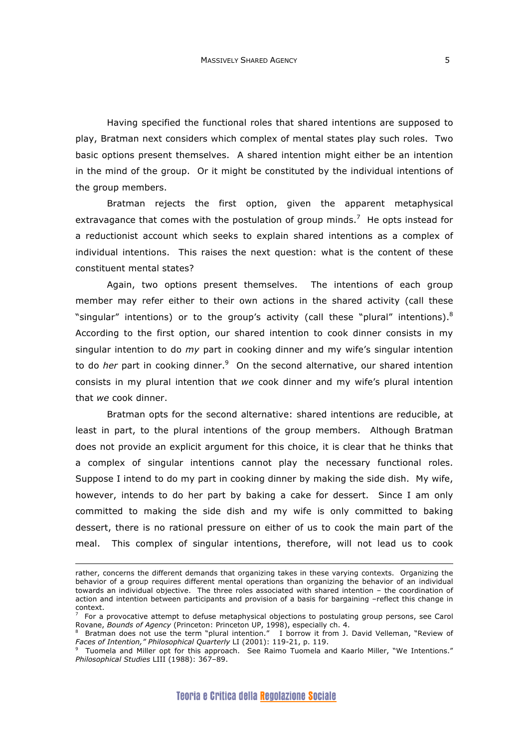Having specified the functional roles that shared intentions are supposed to play, Bratman next considers which complex of mental states play such roles. Two basic options present themselves. A shared intention might either be an intention in the mind of the group. Or it might be constituted by the individual intentions of the group members.

Bratman rejects the first option, given the apparent metaphysical extravagance that comes with the postulation of group minds.[7] He opts instead for a reductionist account which seeks to explain shared intentions as a complex of individual intentions. This raises the next question: what is the content of these constituent mental states?

Again, two options present themselves. The intentions of each group member may refer either to their own actions in the shared activity (call these "singular" intentions) or to the group's activity (call these "plural" intentions).[8] According to the first option, our shared intention to cook dinner consists in my singular intention to do *my* part in cooking dinner and my wife's singular intention to do *her* part in cooking dinner.[9] On the second alternative, our shared intention consists in my plural intention that *we* cook dinner and my wife's plural intention that *we* cook dinner.

Bratman opts for the second alternative: shared intentions are reducible, at least in part, to the plural intentions of the group members. Although Bratman does not provide an explicit argument for this choice, it is clear that he thinks that a complex of singular intentions cannot play the necessary functional roles. Suppose I intend to do my part in cooking dinner by making the side dish. My wife, however, intends to do her part by baking a cake for dessert. Since I am only committed to making the side dish and my wife is only committed to baking dessert, there is no rational pressure on either of us to cook the main part of the meal. This complex of singular intentions, therefore, will not lead us to cook

---

rather, concerns the different demands that organizing takes in these varying contexts. Organizing the behavior of a group requires different mental operations than organizing the behavior of an individual towards an individual objective. The three roles associated with shared intention – the coordination of action and intention between participants and provision of a basis for bargaining –reflect this change in context.

[7] For a provocative attempt to defuse metaphysical objections to postulating group persons, see Carol Rovane, *Bounds of Agency* (Princeton: Princeton UP, 1998), especially ch. 4.

[8] Bratman does not use the term "plural intention." I borrow it from J. David Velleman, "Review of *Faces of Intention," Philosophical Quarterly* LI (2001): 119-21, p. 119.

[9] Tuomela and Miller opt for this approach. See Raimo Tuomela and Kaarlo Miller, "We Intentions." *Philosophical Studies* LIII (1988): 367–89.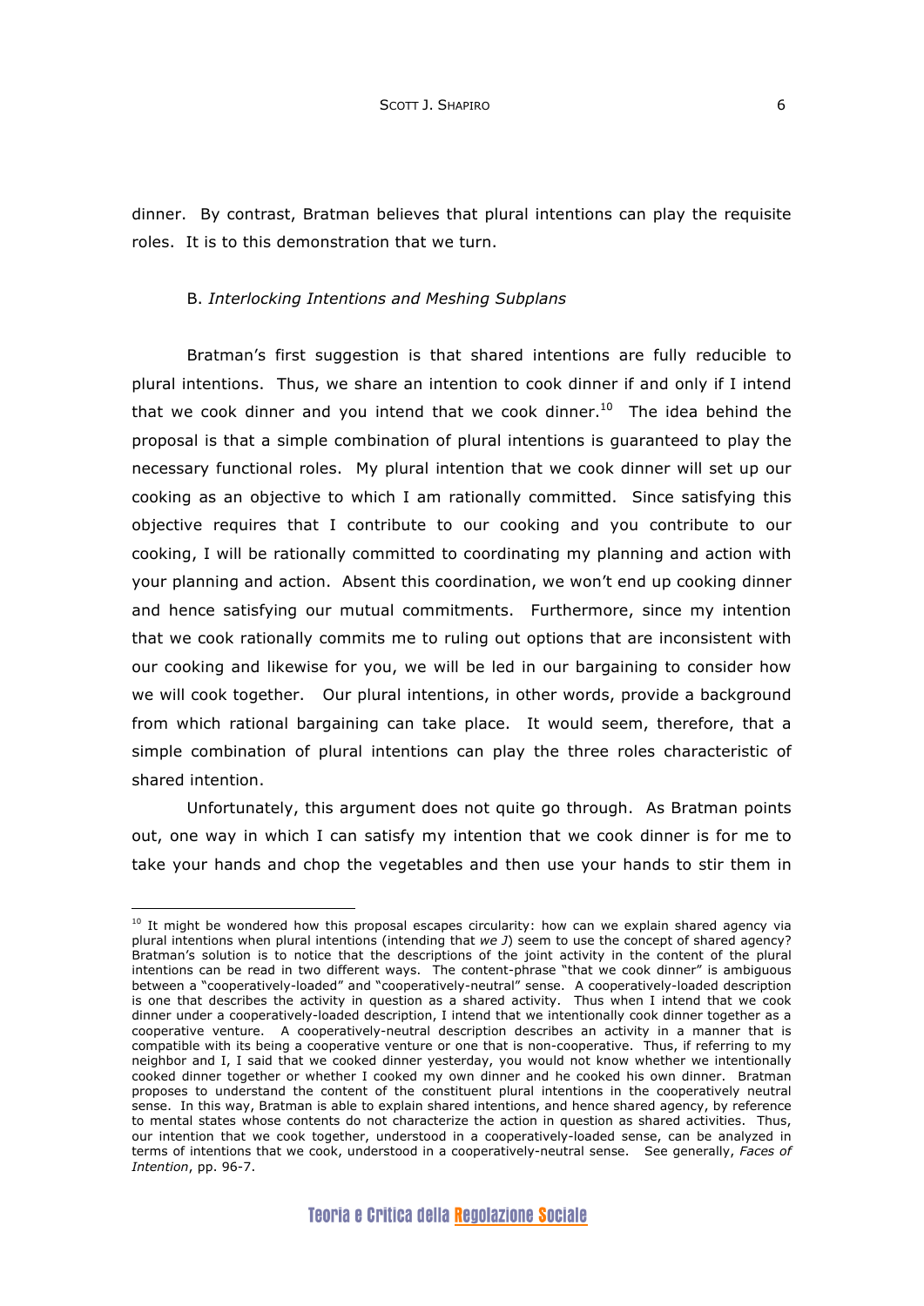dinner. By contrast, Bratman believes that plural intentions can play the requisite roles. It is to this demonstration that we turn.

### B. *Interlocking Intentions and Meshing Subplans*

Bratman's first suggestion is that shared intentions are fully reducible to plural intentions. Thus, we share an intention to cook dinner if and only if I intend that we cook dinner and you intend that we cook dinner.[10] The idea behind the proposal is that a simple combination of plural intentions is guaranteed to play the necessary functional roles. My plural intention that we cook dinner will set up our cooking as an objective to which I am rationally committed. Since satisfying this objective requires that I contribute to our cooking and you contribute to our cooking, I will be rationally committed to coordinating my planning and action with your planning and action. Absent this coordination, we won't end up cooking dinner and hence satisfying our mutual commitments. Furthermore, since my intention that we cook rationally commits me to ruling out options that are inconsistent with our cooking and likewise for you, we will be led in our bargaining to consider how we will cook together. Our plural intentions, in other words, provide a background from which rational bargaining can take place. It would seem, therefore, that a simple combination of plural intentions can play the three roles characteristic of shared intention.

Unfortunately, this argument does not quite go through. As Bratman points out, one way in which I can satisfy my intention that we cook dinner is for me to take your hands and chop the vegetables and then use your hands to stir them in

---

[10] It might be wondered how this proposal escapes circularity: how can we explain shared agency via plural intentions when plural intentions (intending that *we J*) seem to use the concept of shared agency? Bratman's solution is to notice that the descriptions of the joint activity in the content of the plural intentions can be read in two different ways. The content-phrase "that we cook dinner" is ambiguous between a "cooperatively-loaded" and "cooperatively-neutral" sense. A cooperatively-loaded description is one that describes the activity in question as a shared activity. Thus when I intend that we cook dinner under a cooperatively-loaded description, I intend that we intentionally cook dinner together as a cooperative venture. A cooperatively-neutral description describes an activity in a manner that is compatible with its being a cooperative venture or one that is non-cooperative. Thus, if referring to my neighbor and I, I said that we cooked dinner yesterday, you would not know whether we intentionally cooked dinner together or whether I cooked my own dinner and he cooked his own dinner. Bratman proposes to understand the content of the constituent plural intentions in the cooperatively neutral sense. In this way, Bratman is able to explain shared intentions, and hence shared agency, by reference to mental states whose contents do not characterize the action in question as shared activities. Thus, our intention that we cook together, understood in a cooperatively-loaded sense, can be analyzed in terms of intentions that we cook, understood in a cooperatively-neutral sense. See generally, *Faces of Intention*, pp. 96-7.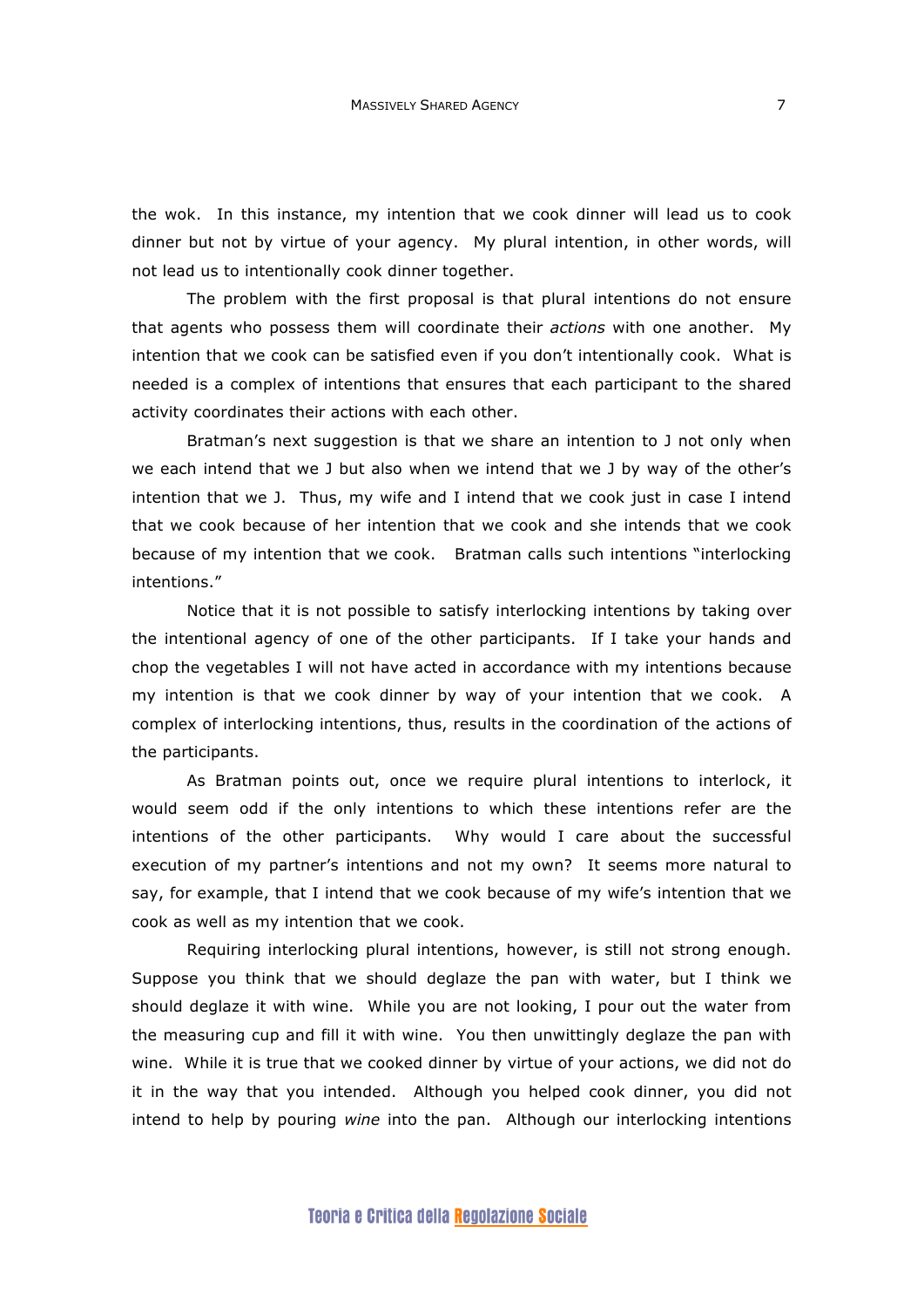the wok. In this instance, my intention that we cook dinner will lead us to cook dinner but not by virtue of your agency. My plural intention, in other words, will not lead us to intentionally cook dinner together.

The problem with the first proposal is that plural intentions do not ensure that agents who possess them will coordinate their *actions* with one another. My intention that we cook can be satisfied even if you don't intentionally cook. What is needed is a complex of intentions that ensures that each participant to the shared activity coordinates their actions with each other.

Bratman's next suggestion is that we share an intention to J not only when we each intend that we J but also when we intend that we J by way of the other's intention that we J. Thus, my wife and I intend that we cook just in case I intend that we cook because of her intention that we cook and she intends that we cook because of my intention that we cook. Bratman calls such intentions "interlocking intentions."

Notice that it is not possible to satisfy interlocking intentions by taking over the intentional agency of one of the other participants. If I take your hands and chop the vegetables I will not have acted in accordance with my intentions because my intention is that we cook dinner by way of your intention that we cook. A complex of interlocking intentions, thus, results in the coordination of the actions of the participants.

As Bratman points out, once we require plural intentions to interlock, it would seem odd if the only intentions to which these intentions refer are the intentions of the other participants. Why would I care about the successful execution of my partner's intentions and not my own? It seems more natural to say, for example, that I intend that we cook because of my wife's intention that we cook as well as my intention that we cook.

Requiring interlocking plural intentions, however, is still not strong enough. Suppose you think that we should deglaze the pan with water, but I think we should deglaze it with wine. While you are not looking, I pour out the water from the measuring cup and fill it with wine. You then unwittingly deglaze the pan with wine. While it is true that we cooked dinner by virtue of your actions, we did not do it in the way that you intended. Although you helped cook dinner, you did not intend to help by pouring *wine* into the pan. Although our interlocking intentions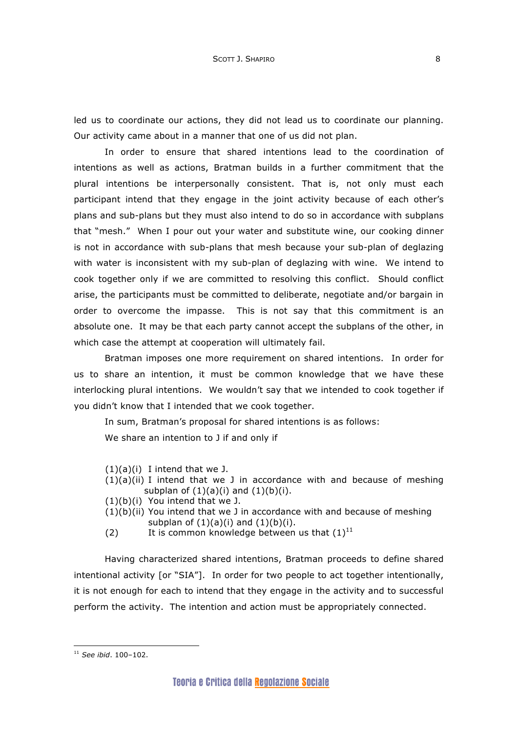led us to coordinate our actions, they did not lead us to coordinate our planning. Our activity came about in a manner that one of us did not plan.

In order to ensure that shared intentions lead to the coordination of intentions as well as actions, Bratman builds in a further commitment that the plural intentions be interpersonally consistent. That is, not only must each participant intend that they engage in the joint activity because of each other's plans and sub-plans but they must also intend to do so in accordance with subplans that "mesh." When I pour out your water and substitute wine, our cooking dinner is not in accordance with sub-plans that mesh because your sub-plan of deglazing with water is inconsistent with my sub-plan of deglazing with wine. We intend to cook together only if we are committed to resolving this conflict. Should conflict arise, the participants must be committed to deliberate, negotiate and/or bargain in order to overcome the impasse. This is not say that this commitment is an absolute one. It may be that each party cannot accept the subplans of the other, in which case the attempt at cooperation will ultimately fail.

Bratman imposes one more requirement on shared intentions. In order for us to share an intention, it must be common knowledge that we have these interlocking plural intentions. We wouldn't say that we intended to cook together if you didn't know that I intended that we cook together.

In sum, Bratman's proposal for shared intentions is as follows:

We share an intention to J if and only if

(1)(a)(i) I intend that we J.
(1)(a)(ii) I intend that we J in accordance with and because of meshing subplan of (1)(a)(i) and (1)(b)(i).
(1)(b)(i) You intend that we J.
(1)(b)(ii) You intend that we J in accordance with and because of meshing subplan of (1)(a)(i) and (1)(b)(i).
(2) It is common knowledge between us that (1)[11]

Having characterized shared intentions, Bratman proceeds to define shared intentional activity [or "SIA"]. In order for two people to act together intentionally, it is not enough for each to intend that they engage in the activity and to successful perform the activity. The intention and action must be appropriately connected.

[11] *See ibid*. 100–102.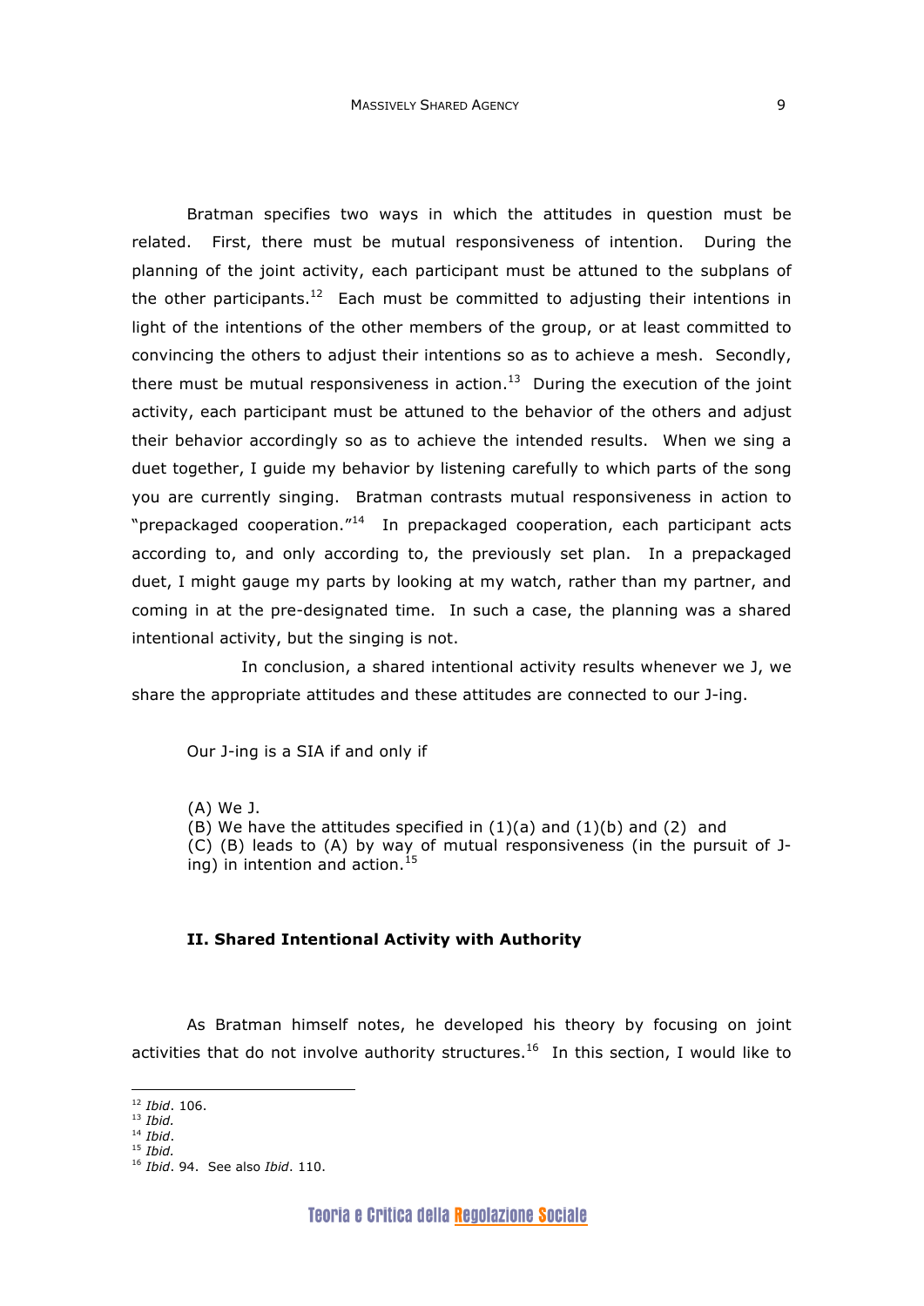Bratman specifies two ways in which the attitudes in question must be related. First, there must be mutual responsiveness of intention. During the planning of the joint activity, each participant must be attuned to the subplans of the other participants.[12] Each must be committed to adjusting their intentions in light of the intentions of the other members of the group, or at least committed to convincing the others to adjust their intentions so as to achieve a mesh. Secondly, there must be mutual responsiveness in action.[13] During the execution of the joint activity, each participant must be attuned to the behavior of the others and adjust their behavior accordingly so as to achieve the intended results. When we sing a duet together, I guide my behavior by listening carefully to which parts of the song you are currently singing. Bratman contrasts mutual responsiveness in action to "prepackaged cooperation."[14] In prepackaged cooperation, each participant acts according to, and only according to, the previously set plan. In a prepackaged duet, I might gauge my parts by looking at my watch, rather than my partner, and coming in at the pre-designated time. In such a case, the planning was a shared intentional activity, but the singing is not.

In conclusion, a shared intentional activity results whenever we J, we share the appropriate attitudes and these attitudes are connected to our J-ing.

Our J-ing is a SIA if and only if

(A) We J.
(B) We have the attitudes specified in (1)(a) and (1)(b) and (2) and
(C) (B) leads to (A) by way of mutual responsiveness (in the pursuit of J-ing) in intention and action.[15]

## II. Shared Intentional Activity with Authority

As Bratman himself notes, he developed his theory by focusing on joint activities that do not involve authority structures.[16] In this section, I would like to

---

[12] *Ibid*. 106.
[13] *Ibid*.
[14] *Ibid*.
[15] *Ibid*.
[16] *Ibid*. 94. See also *Ibid*. 110.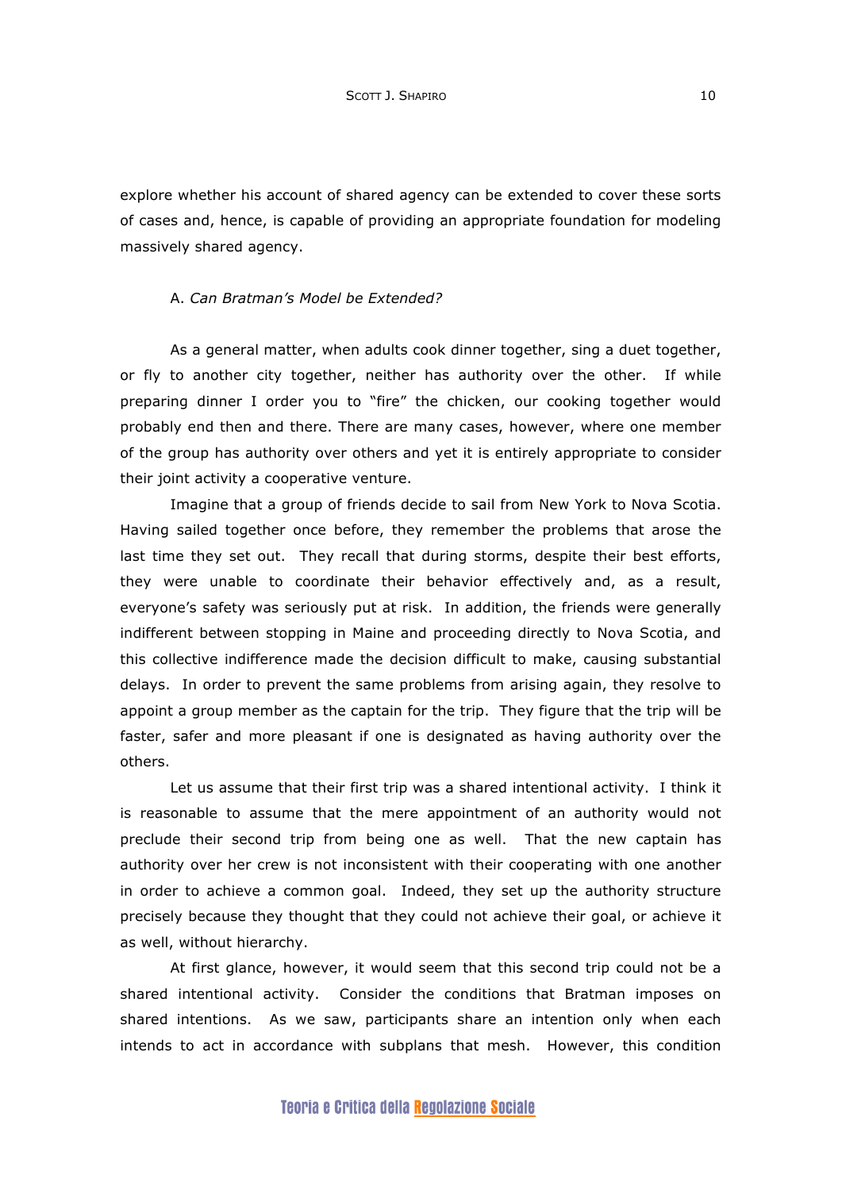explore whether his account of shared agency can be extended to cover these sorts of cases and, hence, is capable of providing an appropriate foundation for modeling massively shared agency.

### A. *Can Bratman's Model be Extended?*

As a general matter, when adults cook dinner together, sing a duet together, or fly to another city together, neither has authority over the other. If while preparing dinner I order you to "fire" the chicken, our cooking together would probably end then and there. There are many cases, however, where one member of the group has authority over others and yet it is entirely appropriate to consider their joint activity a cooperative venture.

Imagine that a group of friends decide to sail from New York to Nova Scotia. Having sailed together once before, they remember the problems that arose the last time they set out. They recall that during storms, despite their best efforts, they were unable to coordinate their behavior effectively and, as a result, everyone's safety was seriously put at risk. In addition, the friends were generally indifferent between stopping in Maine and proceeding directly to Nova Scotia, and this collective indifference made the decision difficult to make, causing substantial delays. In order to prevent the same problems from arising again, they resolve to appoint a group member as the captain for the trip. They figure that the trip will be faster, safer and more pleasant if one is designated as having authority over the others.

Let us assume that their first trip was a shared intentional activity. I think it is reasonable to assume that the mere appointment of an authority would not preclude their second trip from being one as well. That the new captain has authority over her crew is not inconsistent with their cooperating with one another in order to achieve a common goal. Indeed, they set up the authority structure precisely because they thought that they could not achieve their goal, or achieve it as well, without hierarchy.

At first glance, however, it would seem that this second trip could not be a shared intentional activity. Consider the conditions that Bratman imposes on shared intentions. As we saw, participants share an intention only when each intends to act in accordance with subplans that mesh. However, this condition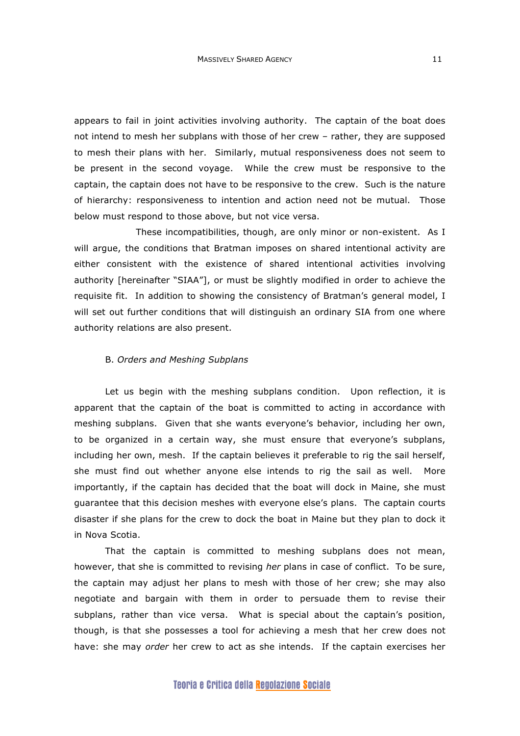appears to fail in joint activities involving authority. The captain of the boat does not intend to mesh her subplans with those of her crew – rather, they are supposed to mesh their plans with her. Similarly, mutual responsiveness does not seem to be present in the second voyage. While the crew must be responsive to the captain, the captain does not have to be responsive to the crew. Such is the nature of hierarchy: responsiveness to intention and action need not be mutual. Those below must respond to those above, but not vice versa.

These incompatibilities, though, are only minor or non-existent. As I will argue, the conditions that Bratman imposes on shared intentional activity are either consistent with the existence of shared intentional activities involving authority [hereinafter "SIAA"], or must be slightly modified in order to achieve the requisite fit. In addition to showing the consistency of Bratman's general model, I will set out further conditions that will distinguish an ordinary SIA from one where authority relations are also present.

### B. *Orders and Meshing Subplans*

Let us begin with the meshing subplans condition. Upon reflection, it is apparent that the captain of the boat is committed to acting in accordance with meshing subplans. Given that she wants everyone's behavior, including her own, to be organized in a certain way, she must ensure that everyone's subplans, including her own, mesh. If the captain believes it preferable to rig the sail herself, she must find out whether anyone else intends to rig the sail as well. More importantly, if the captain has decided that the boat will dock in Maine, she must guarantee that this decision meshes with everyone else's plans. The captain courts disaster if she plans for the crew to dock the boat in Maine but they plan to dock it in Nova Scotia.

That the captain is committed to meshing subplans does not mean, however, that she is committed to revising *her* plans in case of conflict. To be sure, the captain may adjust her plans to mesh with those of her crew; she may also negotiate and bargain with them in order to persuade them to revise their subplans, rather than vice versa. What is special about the captain's position, though, is that she possesses a tool for achieving a mesh that her crew does not have: she may *order* her crew to act as she intends. If the captain exercises her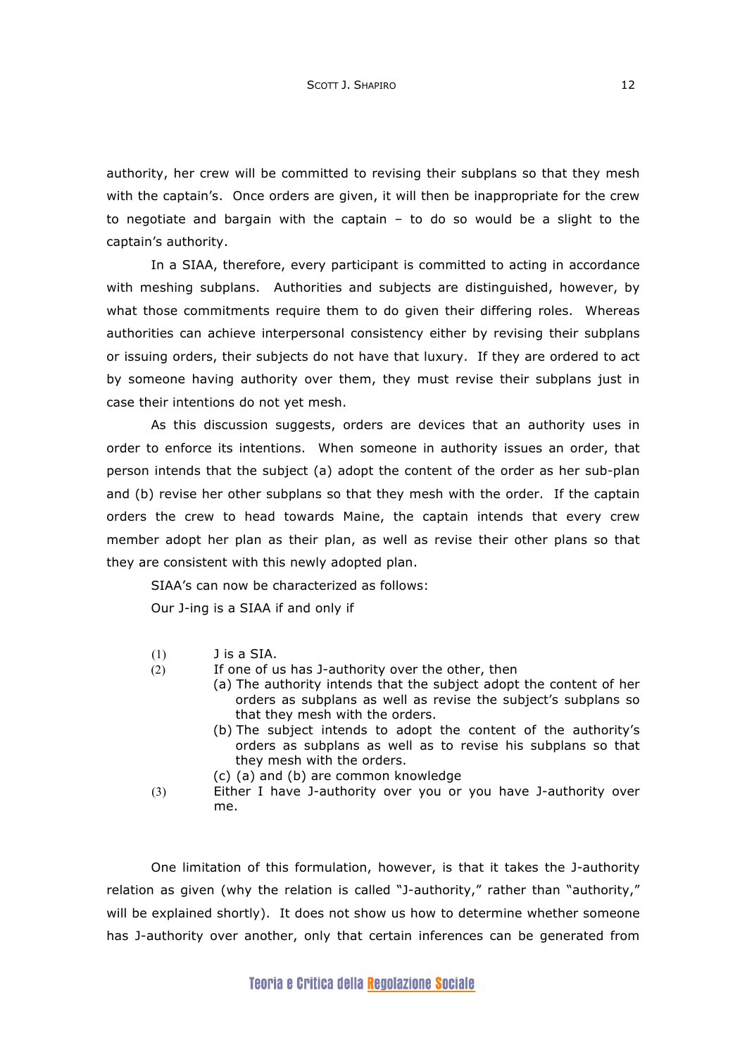authority, her crew will be committed to revising their subplans so that they mesh with the captain's. Once orders are given, it will then be inappropriate for the crew to negotiate and bargain with the captain – to do so would be a slight to the captain's authority.

In a SIAA, therefore, every participant is committed to acting in accordance with meshing subplans. Authorities and subjects are distinguished, however, by what those commitments require them to do given their differing roles. Whereas authorities can achieve interpersonal consistency either by revising their subplans or issuing orders, their subjects do not have that luxury. If they are ordered to act by someone having authority over them, they must revise their subplans just in case their intentions do not yet mesh.

As this discussion suggests, orders are devices that an authority uses in order to enforce its intentions. When someone in authority issues an order, that person intends that the subject (a) adopt the content of the order as her sub-plan and (b) revise her other subplans so that they mesh with the order. If the captain orders the crew to head towards Maine, the captain intends that every crew member adopt her plan as their plan, as well as revise their other plans so that they are consistent with this newly adopted plan.

SIAA's can now be characterized as follows:

Our J-ing is a SIAA if and only if

(1) J is a SIA.

(2) If one of us has J-authority over the other, then
   (a) The authority intends that the subject adopt the content of her orders as subplans as well as revise the subject's subplans so that they mesh with the orders.
   (b) The subject intends to adopt the content of the authority's orders as subplans as well as to revise his subplans so that they mesh with the orders.
   (c) (a) and (b) are common knowledge

(3) Either I have J-authority over you or you have J-authority over me.

One limitation of this formulation, however, is that it takes the J-authority relation as given (why the relation is called "J-authority," rather than "authority," will be explained shortly). It does not show us how to determine whether someone has J-authority over another, only that certain inferences can be generated from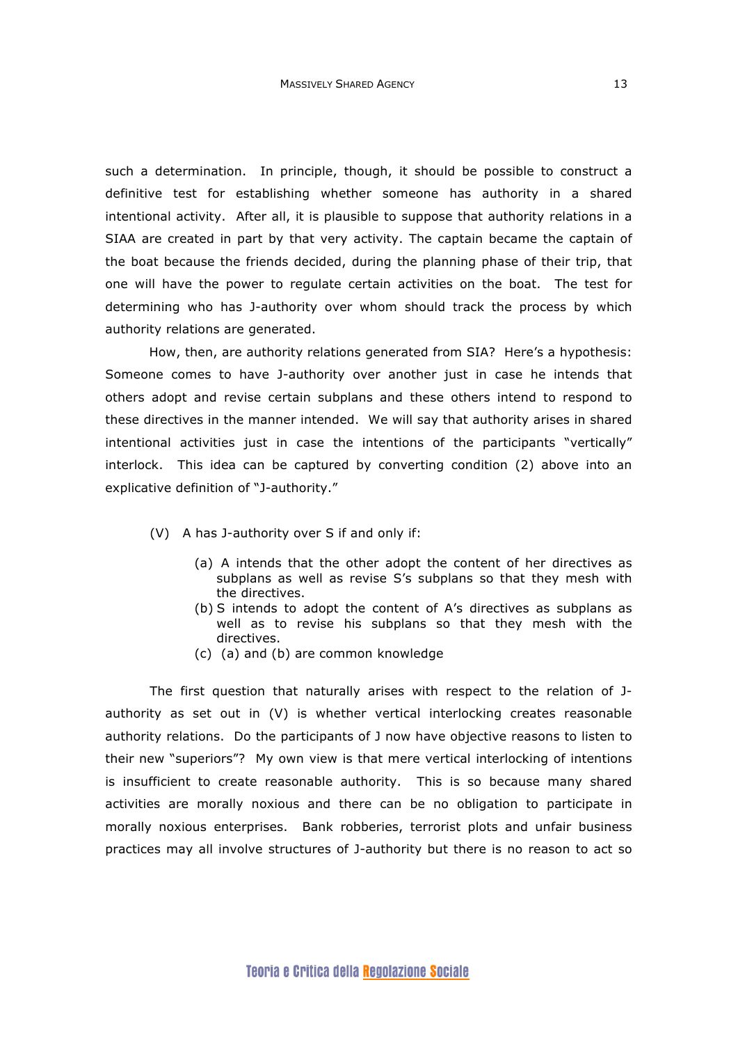such a determination. In principle, though, it should be possible to construct a definitive test for establishing whether someone has authority in a shared intentional activity. After all, it is plausible to suppose that authority relations in a SIAA are created in part by that very activity. The captain became the captain of the boat because the friends decided, during the planning phase of their trip, that one will have the power to regulate certain activities on the boat. The test for determining who has J-authority over whom should track the process by which authority relations are generated.

How, then, are authority relations generated from SIA? Here's a hypothesis: Someone comes to have J-authority over another just in case he intends that others adopt and revise certain subplans and these others intend to respond to these directives in the manner intended. We will say that authority arises in shared intentional activities just in case the intentions of the participants "vertically" interlock. This idea can be captured by converting condition (2) above into an explicative definition of "J-authority."

(V) A has J-authority over S if and only if:

- (a) A intends that the other adopt the content of her directives as subplans as well as revise S's subplans so that they mesh with the directives.
- (b) S intends to adopt the content of A's directives as subplans as well as to revise his subplans so that they mesh with the directives.
- (c) (a) and (b) are common knowledge

The first question that naturally arises with respect to the relation of J-authority as set out in (V) is whether vertical interlocking creates reasonable authority relations. Do the participants of J now have objective reasons to listen to their new "superiors"? My own view is that mere vertical interlocking of intentions is insufficient to create reasonable authority. This is so because many shared activities are morally noxious and there can be no obligation to participate in morally noxious enterprises. Bank robberies, terrorist plots and unfair business practices may all involve structures of J-authority but there is no reason to act so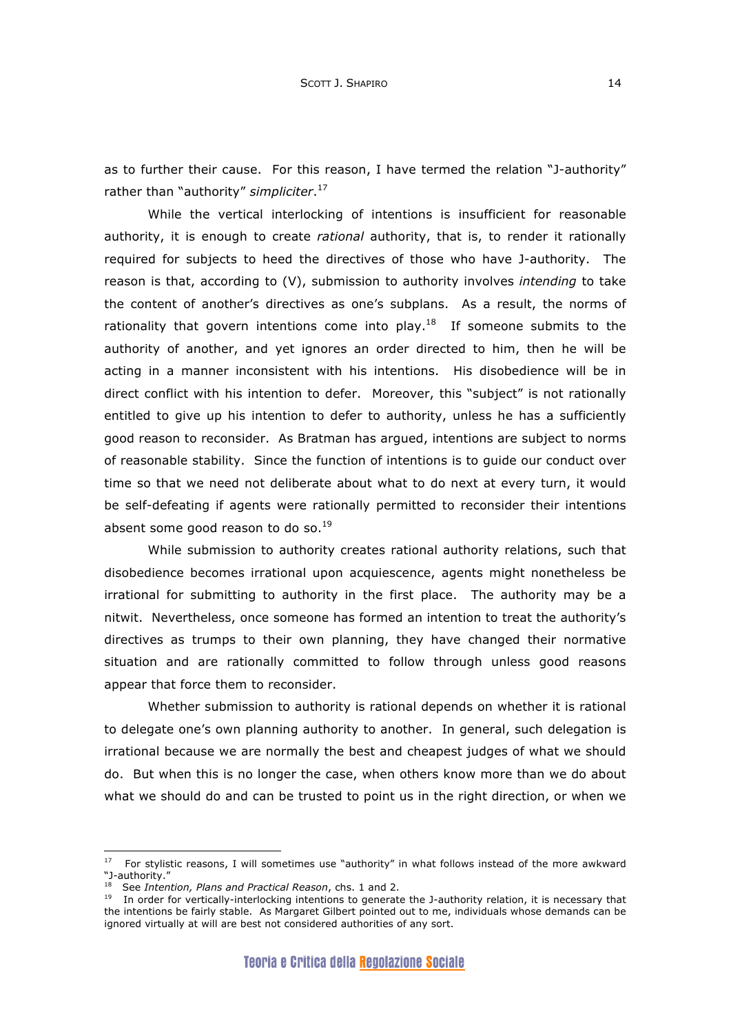as to further their cause. For this reason, I have termed the relation "J-authority" rather than "authority" *simpliciter*.[17]

While the vertical interlocking of intentions is insufficient for reasonable authority, it is enough to create *rational* authority, that is, to render it rationally required for subjects to heed the directives of those who have J-authority. The reason is that, according to (V), submission to authority involves *intending* to take the content of another's directives as one's subplans. As a result, the norms of rationality that govern intentions come into play.[18] If someone submits to the authority of another, and yet ignores an order directed to him, then he will be acting in a manner inconsistent with his intentions. His disobedience will be in direct conflict with his intention to defer. Moreover, this "subject" is not rationally entitled to give up his intention to defer to authority, unless he has a sufficiently good reason to reconsider. As Bratman has argued, intentions are subject to norms of reasonable stability. Since the function of intentions is to guide our conduct over time so that we need not deliberate about what to do next at every turn, it would be self-defeating if agents were rationally permitted to reconsider their intentions absent some good reason to do so.[19]

While submission to authority creates rational authority relations, such that disobedience becomes irrational upon acquiescence, agents might nonetheless be irrational for submitting to authority in the first place. The authority may be a nitwit. Nevertheless, once someone has formed an intention to treat the authority's directives as trumps to their own planning, they have changed their normative situation and are rationally committed to follow through unless good reasons appear that force them to reconsider.

Whether submission to authority is rational depends on whether it is rational to delegate one's own planning authority to another. In general, such delegation is irrational because we are normally the best and cheapest judges of what we should do. But when this is no longer the case, when others know more than we do about what we should do and can be trusted to point us in the right direction, or when we

---

[17] For stylistic reasons, I will sometimes use "authority" in what follows instead of the more awkward "J-authority."

[18] See *Intention, Plans and Practical Reason*, chs. 1 and 2.

[19] In order for vertically-interlocking intentions to generate the J-authority relation, it is necessary that the intentions be fairly stable. As Margaret Gilbert pointed out to me, individuals whose demands can be ignored virtually at will are best not considered authorities of any sort.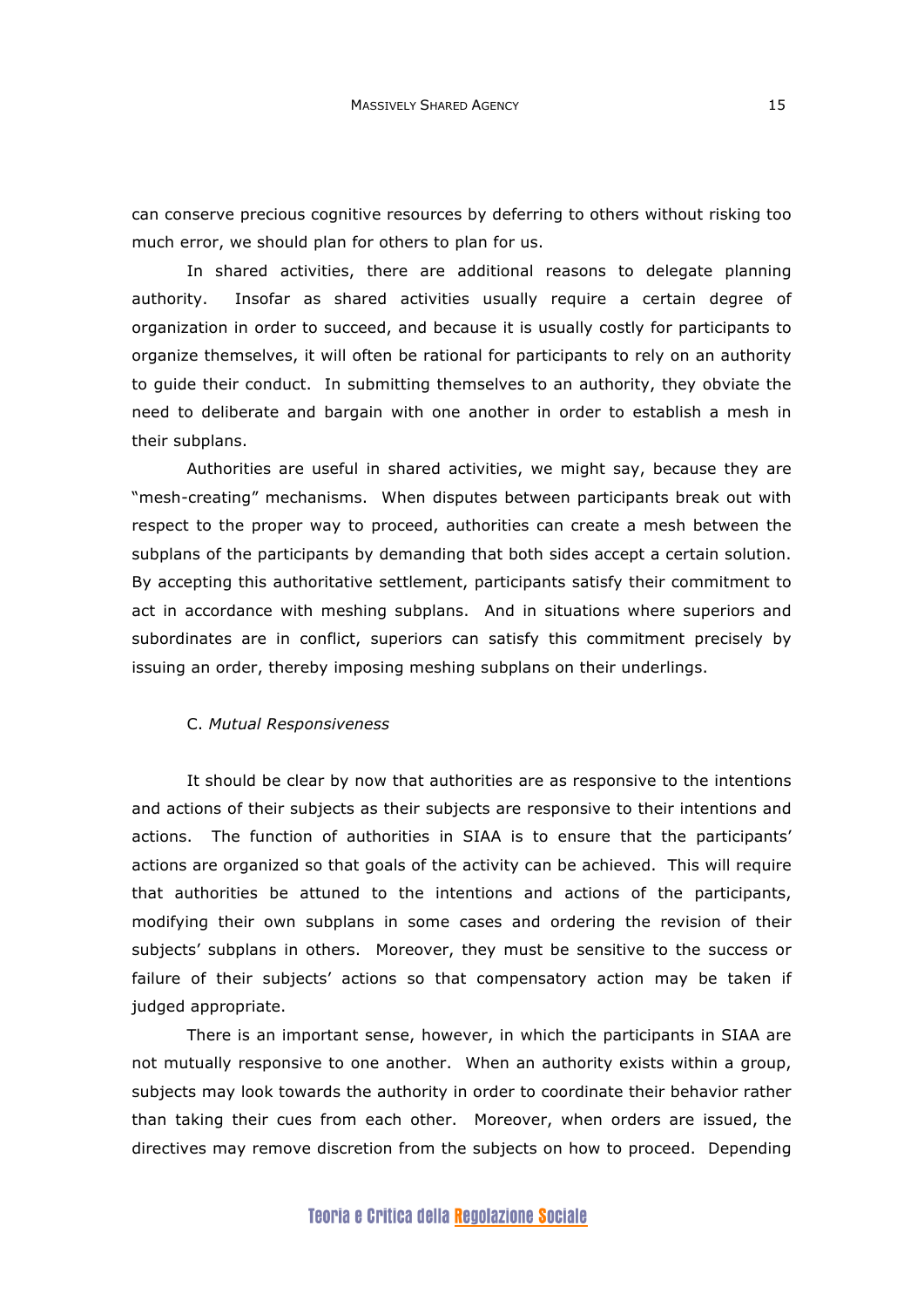can conserve precious cognitive resources by deferring to others without risking too much error, we should plan for others to plan for us.

In shared activities, there are additional reasons to delegate planning authority. Insofar as shared activities usually require a certain degree of organization in order to succeed, and because it is usually costly for participants to organize themselves, it will often be rational for participants to rely on an authority to guide their conduct. In submitting themselves to an authority, they obviate the need to deliberate and bargain with one another in order to establish a mesh in their subplans.

Authorities are useful in shared activities, we might say, because they are "mesh-creating" mechanisms. When disputes between participants break out with respect to the proper way to proceed, authorities can create a mesh between the subplans of the participants by demanding that both sides accept a certain solution. By accepting this authoritative settlement, participants satisfy their commitment to act in accordance with meshing subplans. And in situations where superiors and subordinates are in conflict, superiors can satisfy this commitment precisely by issuing an order, thereby imposing meshing subplans on their underlings.

### C. *Mutual Responsiveness*

It should be clear by now that authorities are as responsive to the intentions and actions of their subjects as their subjects are responsive to their intentions and actions. The function of authorities in SIAA is to ensure that the participants' actions are organized so that goals of the activity can be achieved. This will require that authorities be attuned to the intentions and actions of the participants, modifying their own subplans in some cases and ordering the revision of their subjects' subplans in others. Moreover, they must be sensitive to the success or failure of their subjects' actions so that compensatory action may be taken if judged appropriate.

There is an important sense, however, in which the participants in SIAA are not mutually responsive to one another. When an authority exists within a group, subjects may look towards the authority in order to coordinate their behavior rather than taking their cues from each other. Moreover, when orders are issued, the directives may remove discretion from the subjects on how to proceed. Depending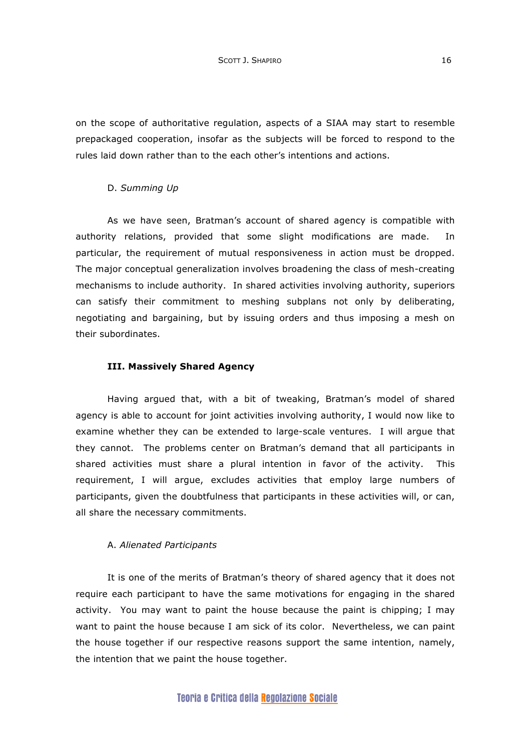on the scope of authoritative regulation, aspects of a SIAA may start to resemble prepackaged cooperation, insofar as the subjects will be forced to respond to the rules laid down rather than to the each other's intentions and actions.

### D. *Summing Up*

As we have seen, Bratman's account of shared agency is compatible with authority relations, provided that some slight modifications are made. In particular, the requirement of mutual responsiveness in action must be dropped. The major conceptual generalization involves broadening the class of mesh-creating mechanisms to include authority. In shared activities involving authority, superiors can satisfy their commitment to meshing subplans not only by deliberating, negotiating and bargaining, but by issuing orders and thus imposing a mesh on their subordinates.

## III. Massively Shared Agency

Having argued that, with a bit of tweaking, Bratman's model of shared agency is able to account for joint activities involving authority, I would now like to examine whether they can be extended to large-scale ventures. I will argue that they cannot. The problems center on Bratman's demand that all participants in shared activities must share a plural intention in favor of the activity. This requirement, I will argue, excludes activities that employ large numbers of participants, given the doubtfulness that participants in these activities will, or can, all share the necessary commitments.

### A. *Alienated Participants*

It is one of the merits of Bratman's theory of shared agency that it does not require each participant to have the same motivations for engaging in the shared activity. You may want to paint the house because the paint is chipping; I may want to paint the house because I am sick of its color. Nevertheless, we can paint the house together if our respective reasons support the same intention, namely, the intention that we paint the house together.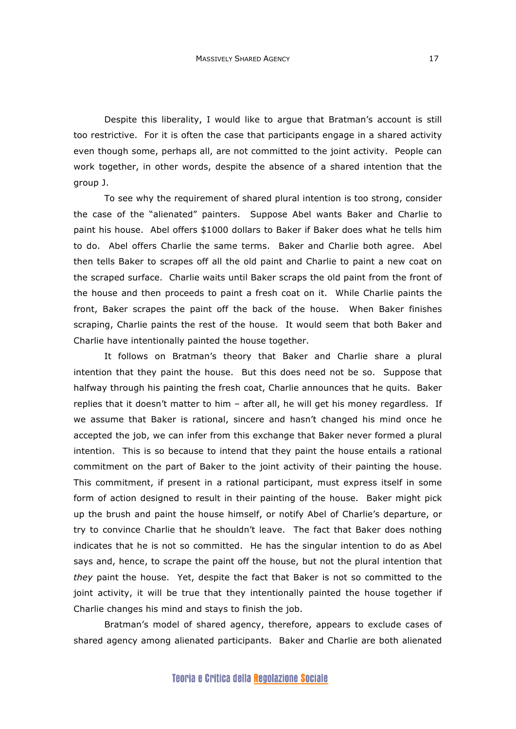Despite this liberality, I would like to argue that Bratman's account is still too restrictive. For it is often the case that participants engage in a shared activity even though some, perhaps all, are not committed to the joint activity. People can work together, in other words, despite the absence of a shared intention that the group J.

To see why the requirement of shared plural intention is too strong, consider the case of the "alienated" painters. Suppose Abel wants Baker and Charlie to paint his house. Abel offers $1000 dollars to Baker if Baker does what he tells him to do. Abel offers Charlie the same terms. Baker and Charlie both agree. Abel then tells Baker to scrapes off all the old paint and Charlie to paint a new coat on the scraped surface. Charlie waits until Baker scraps the old paint from the front of the house and then proceeds to paint a fresh coat on it. While Charlie paints the front, Baker scrapes the paint off the back of the house. When Baker finishes scraping, Charlie paints the rest of the house. It would seem that both Baker and Charlie have intentionally painted the house together.

It follows on Bratman's theory that Baker and Charlie share a plural intention that they paint the house. But this does need not be so. Suppose that halfway through his painting the fresh coat, Charlie announces that he quits. Baker replies that it doesn't matter to him – after all, he will get his money regardless. If we assume that Baker is rational, sincere and hasn't changed his mind once he accepted the job, we can infer from this exchange that Baker never formed a plural intention. This is so because to intend that they paint the house entails a rational commitment on the part of Baker to the joint activity of their painting the house. This commitment, if present in a rational participant, must express itself in some form of action designed to result in their painting of the house. Baker might pick up the brush and paint the house himself, or notify Abel of Charlie's departure, or try to convince Charlie that he shouldn't leave. The fact that Baker does nothing indicates that he is not so committed. He has the singular intention to do as Abel says and, hence, to scrape the paint off the house, but not the plural intention that *they* paint the house. Yet, despite the fact that Baker is not so committed to the joint activity, it will be true that they intentionally painted the house together if Charlie changes his mind and stays to finish the job.

Bratman's model of shared agency, therefore, appears to exclude cases of shared agency among alienated participants. Baker and Charlie are both alienated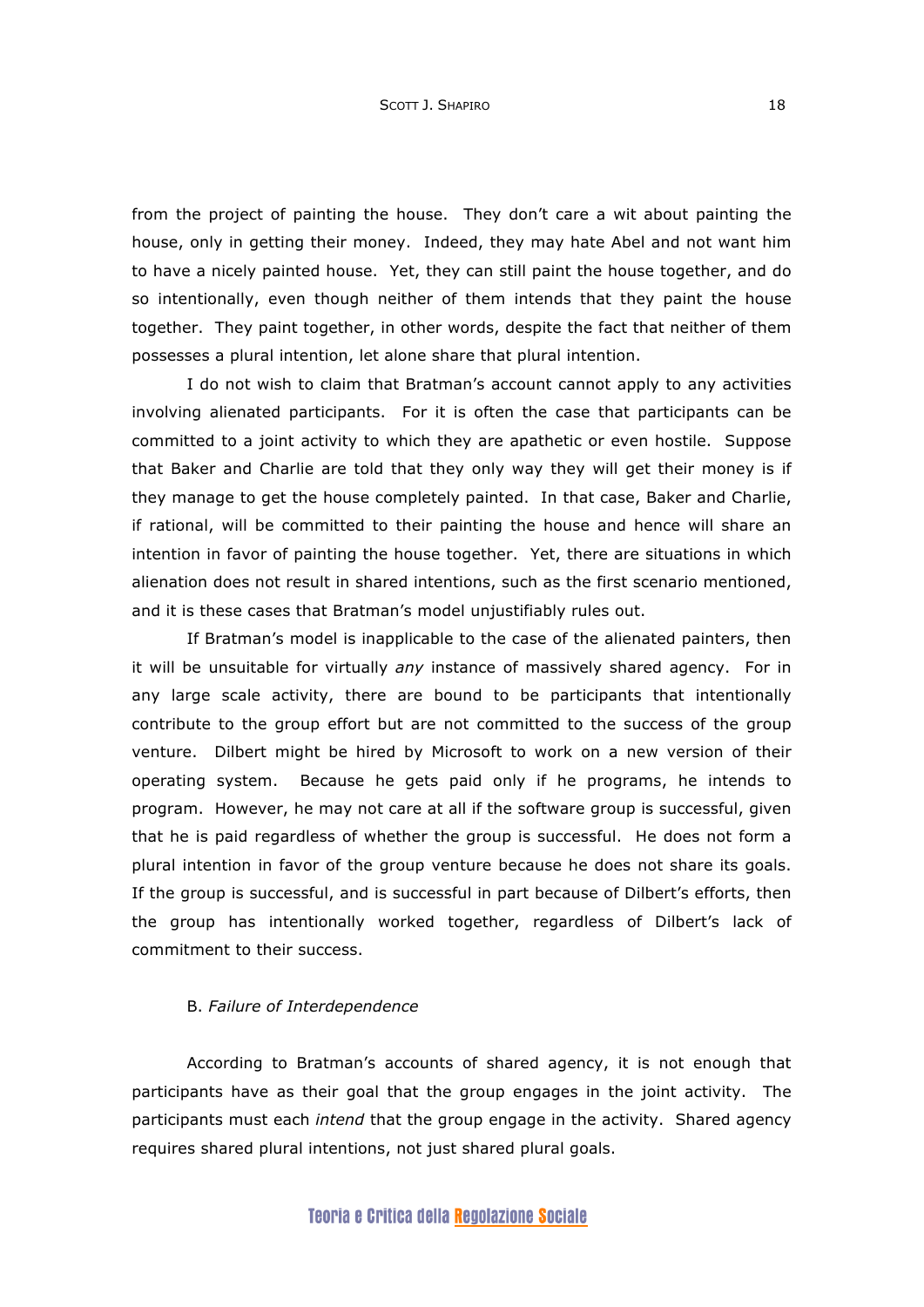from the project of painting the house. They don't care a wit about painting the house, only in getting their money. Indeed, they may hate Abel and not want him to have a nicely painted house. Yet, they can still paint the house together, and do so intentionally, even though neither of them intends that they paint the house together. They paint together, in other words, despite the fact that neither of them possesses a plural intention, let alone share that plural intention.

I do not wish to claim that Bratman's account cannot apply to any activities involving alienated participants. For it is often the case that participants can be committed to a joint activity to which they are apathetic or even hostile. Suppose that Baker and Charlie are told that they only way they will get their money is if they manage to get the house completely painted. In that case, Baker and Charlie, if rational, will be committed to their painting the house and hence will share an intention in favor of painting the house together. Yet, there are situations in which alienation does not result in shared intentions, such as the first scenario mentioned, and it is these cases that Bratman's model unjustifiably rules out.

If Bratman's model is inapplicable to the case of the alienated painters, then it will be unsuitable for virtually *any* instance of massively shared agency. For in any large scale activity, there are bound to be participants that intentionally contribute to the group effort but are not committed to the success of the group venture. Dilbert might be hired by Microsoft to work on a new version of their operating system. Because he gets paid only if he programs, he intends to program. However, he may not care at all if the software group is successful, given that he is paid regardless of whether the group is successful. He does not form a plural intention in favor of the group venture because he does not share its goals. If the group is successful, and is successful in part because of Dilbert's efforts, then the group has intentionally worked together, regardless of Dilbert's lack of commitment to their success.

### B. *Failure of Interdependence*

According to Bratman's accounts of shared agency, it is not enough that participants have as their goal that the group engages in the joint activity. The participants must each *intend* that the group engage in the activity. Shared agency requires shared plural intentions, not just shared plural goals.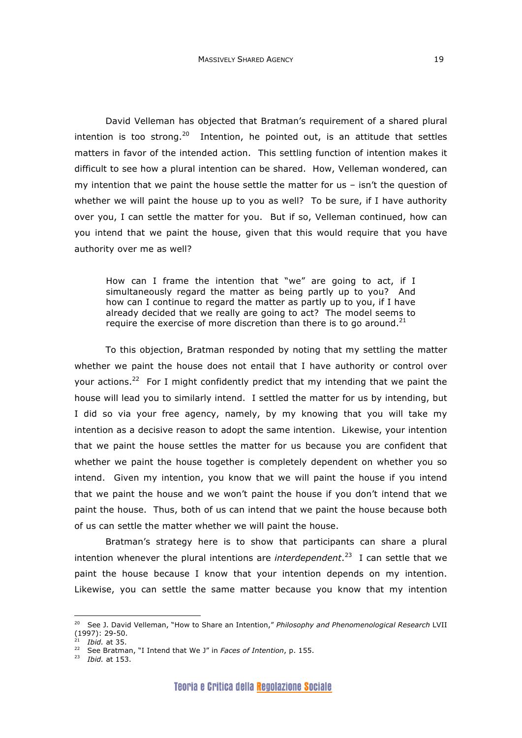David Velleman has objected that Bratman's requirement of a shared plural intention is too strong.[20] Intention, he pointed out, is an attitude that settles matters in favor of the intended action. This settling function of intention makes it difficult to see how a plural intention can be shared. How, Velleman wondered, can my intention that we paint the house settle the matter for us – isn't the question of whether we will paint the house up to you as well? To be sure, if I have authority over you, I can settle the matter for you. But if so, Velleman continued, how can you intend that we paint the house, given that this would require that you have authority over me as well?

> How can I frame the intention that "we" are going to act, if I simultaneously regard the matter as being partly up to you? And how can I continue to regard the matter as partly up to you, if I have already decided that we really are going to act? The model seems to require the exercise of more discretion than there is to go around.[21]

To this objection, Bratman responded by noting that my settling the matter whether we paint the house does not entail that I have authority or control over your actions.[22] For I might confidently predict that my intending that we paint the house will lead you to similarly intend. I settled the matter for us by intending, but I did so via your free agency, namely, by my knowing that you will take my intention as a decisive reason to adopt the same intention. Likewise, your intention that we paint the house settles the matter for us because you are confident that whether we paint the house together is completely dependent on whether you so intend. Given my intention, you know that we will paint the house if you intend that we paint the house and we won't paint the house if you don't intend that we paint the house. Thus, both of us can intend that we paint the house because both of us can settle the matter whether we will paint the house.

Bratman's strategy here is to show that participants can share a plural intention whenever the plural intentions are *interdependent*.[23] I can settle that we paint the house because I know that your intention depends on my intention. Likewise, you can settle the same matter because you know that my intention

---

[20] See J. David Velleman, "How to Share an Intention," *Philosophy and Phenomenological Research* LVII (1997): 29-50.

[21] *Ibid.* at 35.

[22] See Bratman, "I Intend that We J" in *Faces of Intention*, p. 155.

[23] *Ibid.* at 153.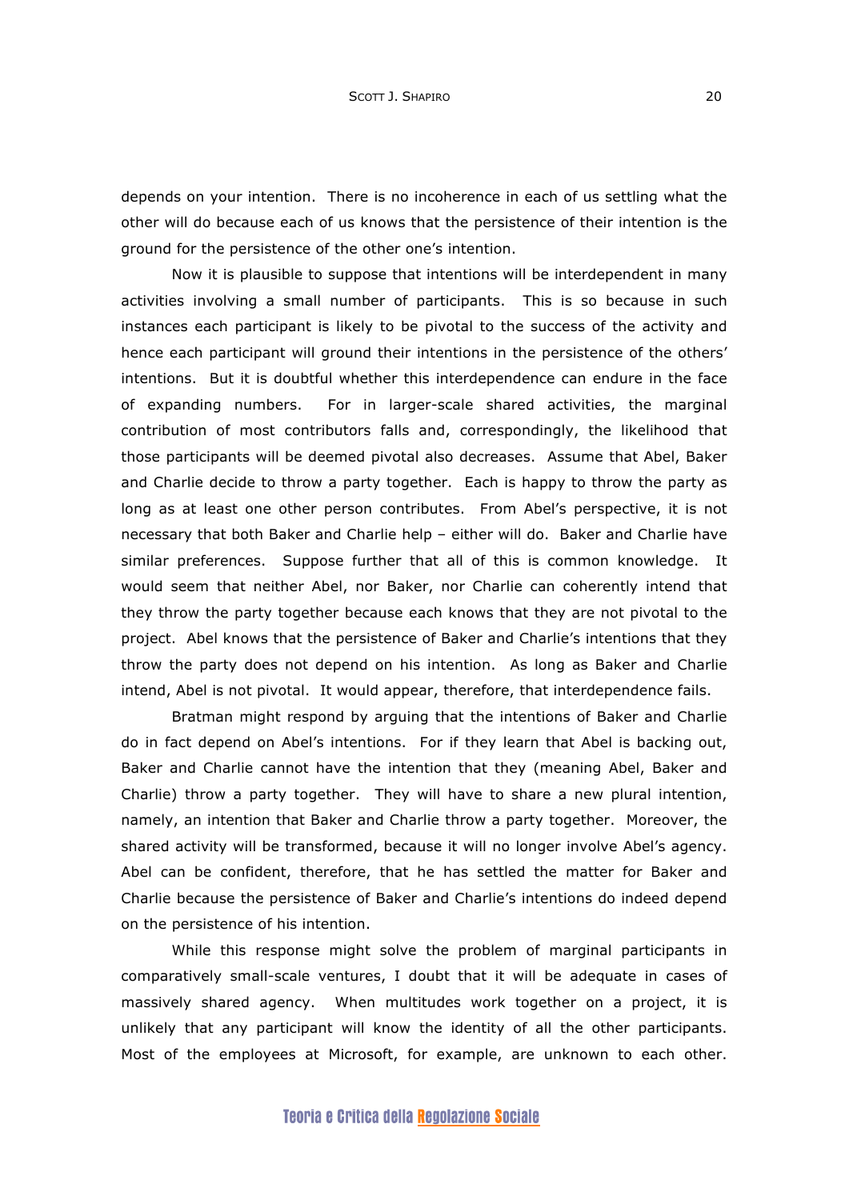depends on your intention. There is no incoherence in each of us settling what the other will do because each of us knows that the persistence of their intention is the ground for the persistence of the other one's intention.

Now it is plausible to suppose that intentions will be interdependent in many activities involving a small number of participants. This is so because in such instances each participant is likely to be pivotal to the success of the activity and hence each participant will ground their intentions in the persistence of the others' intentions. But it is doubtful whether this interdependence can endure in the face of expanding numbers. For in larger-scale shared activities, the marginal contribution of most contributors falls and, correspondingly, the likelihood that those participants will be deemed pivotal also decreases. Assume that Abel, Baker and Charlie decide to throw a party together. Each is happy to throw the party as long as at least one other person contributes. From Abel's perspective, it is not necessary that both Baker and Charlie help – either will do. Baker and Charlie have similar preferences. Suppose further that all of this is common knowledge. It would seem that neither Abel, nor Baker, nor Charlie can coherently intend that they throw the party together because each knows that they are not pivotal to the project. Abel knows that the persistence of Baker and Charlie's intentions that they throw the party does not depend on his intention. As long as Baker and Charlie intend, Abel is not pivotal. It would appear, therefore, that interdependence fails.

Bratman might respond by arguing that the intentions of Baker and Charlie do in fact depend on Abel's intentions. For if they learn that Abel is backing out, Baker and Charlie cannot have the intention that they (meaning Abel, Baker and Charlie) throw a party together. They will have to share a new plural intention, namely, an intention that Baker and Charlie throw a party together. Moreover, the shared activity will be transformed, because it will no longer involve Abel's agency. Abel can be confident, therefore, that he has settled the matter for Baker and Charlie because the persistence of Baker and Charlie's intentions do indeed depend on the persistence of his intention.

While this response might solve the problem of marginal participants in comparatively small-scale ventures, I doubt that it will be adequate in cases of massively shared agency. When multitudes work together on a project, it is unlikely that any participant will know the identity of all the other participants. Most of the employees at Microsoft, for example, are unknown to each other.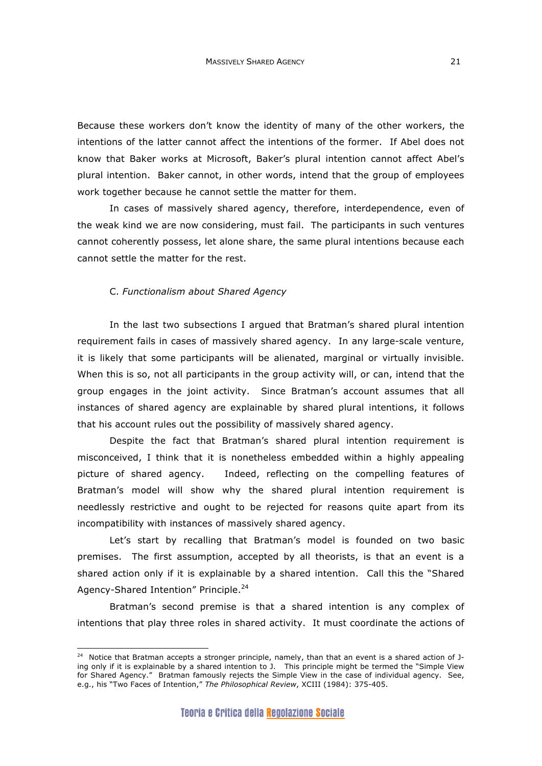Because these workers don't know the identity of many of the other workers, the intentions of the latter cannot affect the intentions of the former. If Abel does not know that Baker works at Microsoft, Baker's plural intention cannot affect Abel's plural intention. Baker cannot, in other words, intend that the group of employees work together because he cannot settle the matter for them.

In cases of massively shared agency, therefore, interdependence, even of the weak kind we are now considering, must fail. The participants in such ventures cannot coherently possess, let alone share, the same plural intentions because each cannot settle the matter for the rest.

### C. *Functionalism about Shared Agency*

In the last two subsections I argued that Bratman's shared plural intention requirement fails in cases of massively shared agency. In any large-scale venture, it is likely that some participants will be alienated, marginal or virtually invisible. When this is so, not all participants in the group activity will, or can, intend that the group engages in the joint activity. Since Bratman's account assumes that all instances of shared agency are explainable by shared plural intentions, it follows that his account rules out the possibility of massively shared agency.

Despite the fact that Bratman's shared plural intention requirement is misconceived, I think that it is nonetheless embedded within a highly appealing picture of shared agency. Indeed, reflecting on the compelling features of Bratman's model will show why the shared plural intention requirement is needlessly restrictive and ought to be rejected for reasons quite apart from its incompatibility with instances of massively shared agency.

Let's start by recalling that Bratman's model is founded on two basic premises. The first assumption, accepted by all theorists, is that an event is a shared action only if it is explainable by a shared intention. Call this the "Shared Agency-Shared Intention" Principle.[24]

Bratman's second premise is that a shared intention is any complex of intentions that play three roles in shared activity. It must coordinate the actions of

[24] Notice that Bratman accepts a stronger principle, namely, than that an event is a shared action of J-ing only if it is explainable by a shared intention to J. This principle might be termed the "Simple View for Shared Agency." Bratman famously rejects the Simple View in the case of individual agency. See, e.g., his "Two Faces of Intention," *The Philosophical Review*, XCIII (1984): 375-405.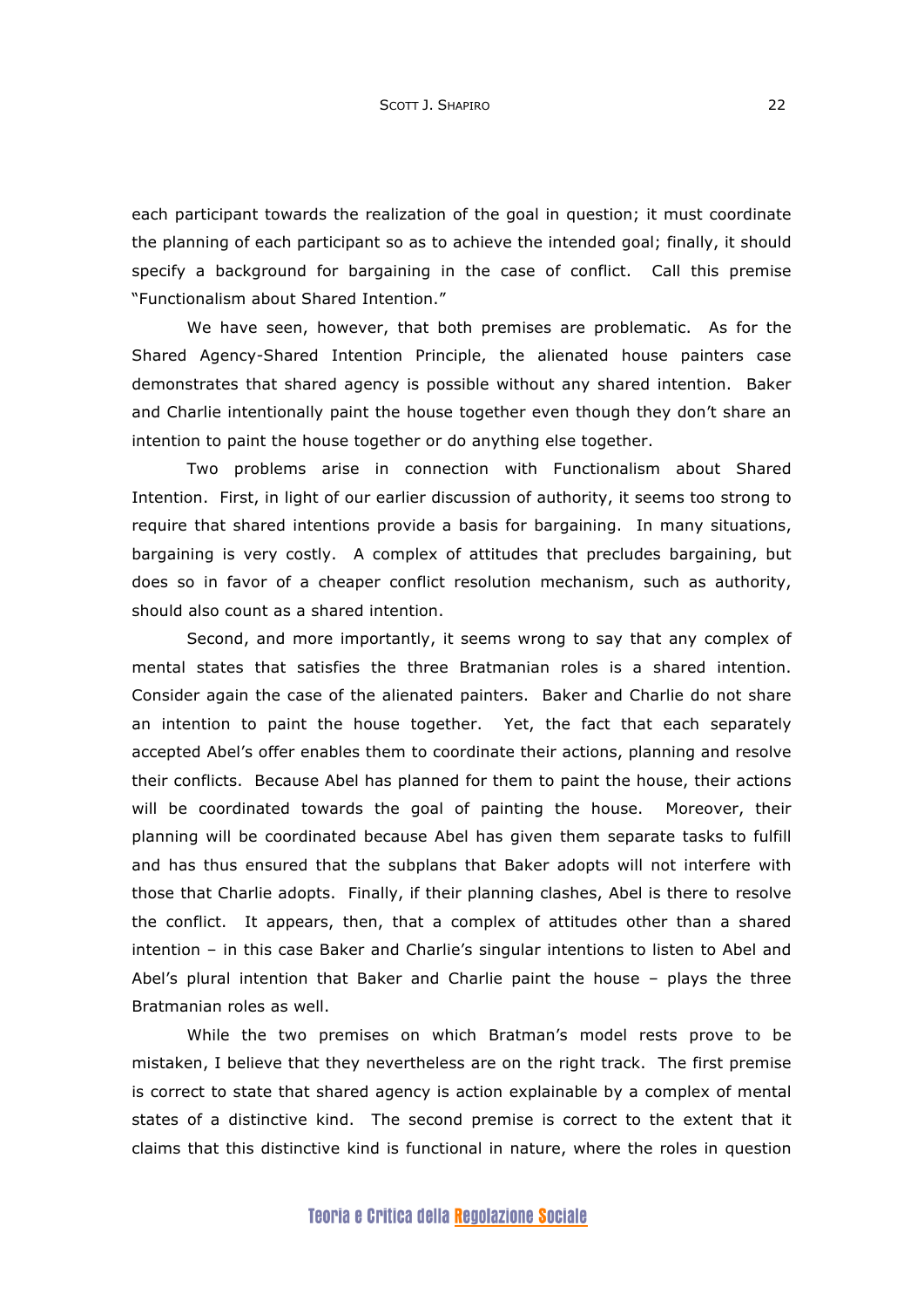each participant towards the realization of the goal in question; it must coordinate the planning of each participant so as to achieve the intended goal; finally, it should specify a background for bargaining in the case of conflict. Call this premise "Functionalism about Shared Intention."

We have seen, however, that both premises are problematic. As for the Shared Agency-Shared Intention Principle, the alienated house painters case demonstrates that shared agency is possible without any shared intention. Baker and Charlie intentionally paint the house together even though they don't share an intention to paint the house together or do anything else together.

Two problems arise in connection with Functionalism about Shared Intention. First, in light of our earlier discussion of authority, it seems too strong to require that shared intentions provide a basis for bargaining. In many situations, bargaining is very costly. A complex of attitudes that precludes bargaining, but does so in favor of a cheaper conflict resolution mechanism, such as authority, should also count as a shared intention.

Second, and more importantly, it seems wrong to say that any complex of mental states that satisfies the three Bratmanian roles is a shared intention. Consider again the case of the alienated painters. Baker and Charlie do not share an intention to paint the house together. Yet, the fact that each separately accepted Abel's offer enables them to coordinate their actions, planning and resolve their conflicts. Because Abel has planned for them to paint the house, their actions will be coordinated towards the goal of painting the house. Moreover, their planning will be coordinated because Abel has given them separate tasks to fulfill and has thus ensured that the subplans that Baker adopts will not interfere with those that Charlie adopts. Finally, if their planning clashes, Abel is there to resolve the conflict. It appears, then, that a complex of attitudes other than a shared intention – in this case Baker and Charlie's singular intentions to listen to Abel and Abel's plural intention that Baker and Charlie paint the house – plays the three Bratmanian roles as well.

While the two premises on which Bratman's model rests prove to be mistaken, I believe that they nevertheless are on the right track. The first premise is correct to state that shared agency is action explainable by a complex of mental states of a distinctive kind. The second premise is correct to the extent that it claims that this distinctive kind is functional in nature, where the roles in question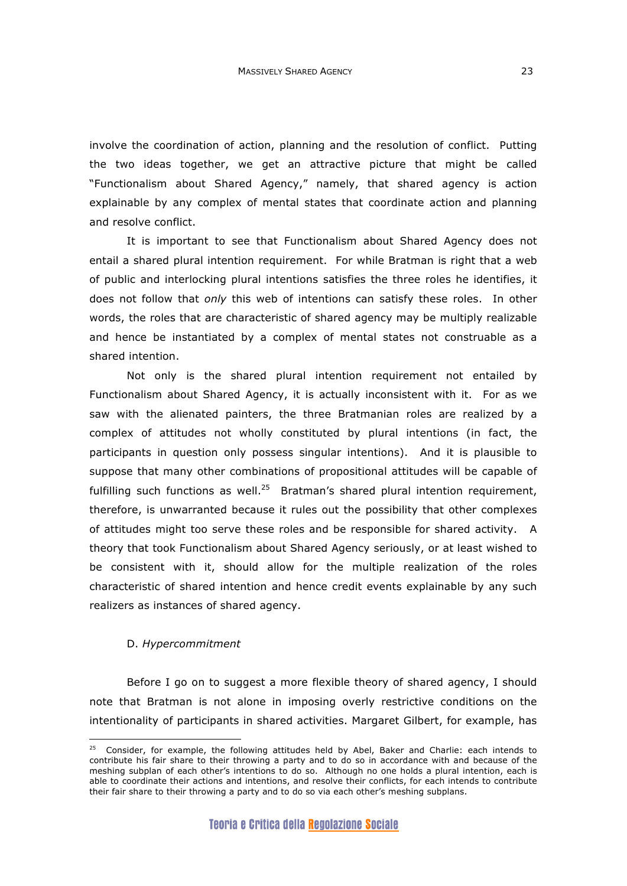involve the coordination of action, planning and the resolution of conflict. Putting the two ideas together, we get an attractive picture that might be called "Functionalism about Shared Agency," namely, that shared agency is action explainable by any complex of mental states that coordinate action and planning and resolve conflict.

It is important to see that Functionalism about Shared Agency does not entail a shared plural intention requirement. For while Bratman is right that a web of public and interlocking plural intentions satisfies the three roles he identifies, it does not follow that *only* this web of intentions can satisfy these roles. In other words, the roles that are characteristic of shared agency may be multiply realizable and hence be instantiated by a complex of mental states not construable as a shared intention.

Not only is the shared plural intention requirement not entailed by Functionalism about Shared Agency, it is actually inconsistent with it. For as we saw with the alienated painters, the three Bratmanian roles are realized by a complex of attitudes not wholly constituted by plural intentions (in fact, the participants in question only possess singular intentions). And it is plausible to suppose that many other combinations of propositional attitudes will be capable of fulfilling such functions as well.[25] Bratman's shared plural intention requirement, therefore, is unwarranted because it rules out the possibility that other complexes of attitudes might too serve these roles and be responsible for shared activity. A theory that took Functionalism about Shared Agency seriously, or at least wished to be consistent with it, should allow for the multiple realization of the roles characteristic of shared intention and hence credit events explainable by any such realizers as instances of shared agency.

### D. *Hypercommitment*

Before I go on to suggest a more flexible theory of shared agency, I should note that Bratman is not alone in imposing overly restrictive conditions on the intentionality of participants in shared activities. Margaret Gilbert, for example, has

---

[25] Consider, for example, the following attitudes held by Abel, Baker and Charlie: each intends to contribute his fair share to their throwing a party and to do so in accordance with and because of the meshing subplan of each other's intentions to do so. Although no one holds a plural intention, each is able to coordinate their actions and intentions, and resolve their conflicts, for each intends to contribute their fair share to their throwing a party and to do so via each other's meshing subplans.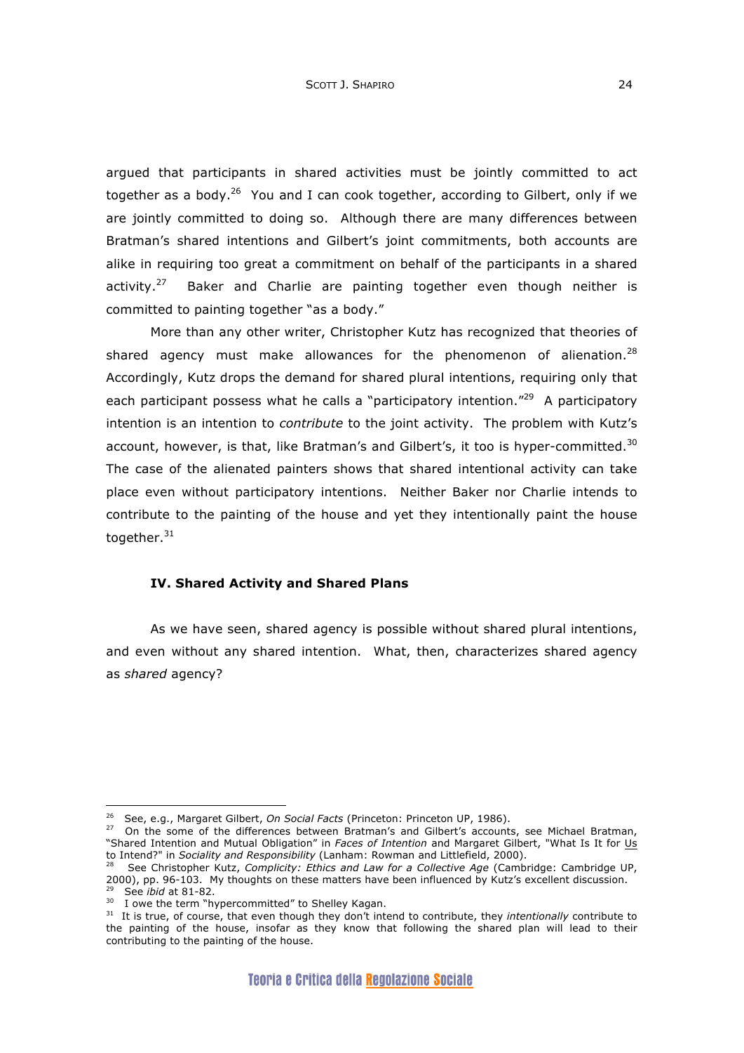argued that participants in shared activities must be jointly committed to act together as a body.[26] You and I can cook together, according to Gilbert, only if we are jointly committed to doing so. Although there are many differences between Bratman's shared intentions and Gilbert's joint commitments, both accounts are alike in requiring too great a commitment on behalf of the participants in a shared activity.[27] Baker and Charlie are painting together even though neither is committed to painting together "as a body."

More than any other writer, Christopher Kutz has recognized that theories of shared agency must make allowances for the phenomenon of alienation.[28] Accordingly, Kutz drops the demand for shared plural intentions, requiring only that each participant possess what he calls a "participatory intention."[29] A participatory intention is an intention to *contribute* to the joint activity. The problem with Kutz's account, however, is that, like Bratman's and Gilbert's, it too is hyper-committed.[30] The case of the alienated painters shows that shared intentional activity can take place even without participatory intentions. Neither Baker nor Charlie intends to contribute to the painting of the house and yet they intentionally paint the house together.[31]

### IV. Shared Activity and Shared Plans

As we have seen, shared agency is possible without shared plural intentions, and even without any shared intention. What, then, characterizes shared agency as *shared* agency?

---

[26] See, e.g., Margaret Gilbert, *On Social Facts* (Princeton: Princeton UP, 1986).

[27] On the some of the differences between Bratman's and Gilbert's accounts, see Michael Bratman, "Shared Intention and Mutual Obligation" in *Faces of Intention* and Margaret Gilbert, "What Is It for Us to Intend?" in *Sociality and Responsibility* (Lanham: Rowman and Littlefield, 2000).

[28] See Christopher Kutz, *Complicity: Ethics and Law for a Collective Age* (Cambridge: Cambridge UP, 2000), pp. 96-103. My thoughts on these matters have been influenced by Kutz's excellent discussion.

[29] See *ibid* at 81-82.

[30] I owe the term "hypercommitted" to Shelley Kagan.

[31] It is true, of course, that even though they don't intend to contribute, they *intentionally* contribute to the painting of the house, insofar as they know that following the shared plan will lead to their contributing to the painting of the house.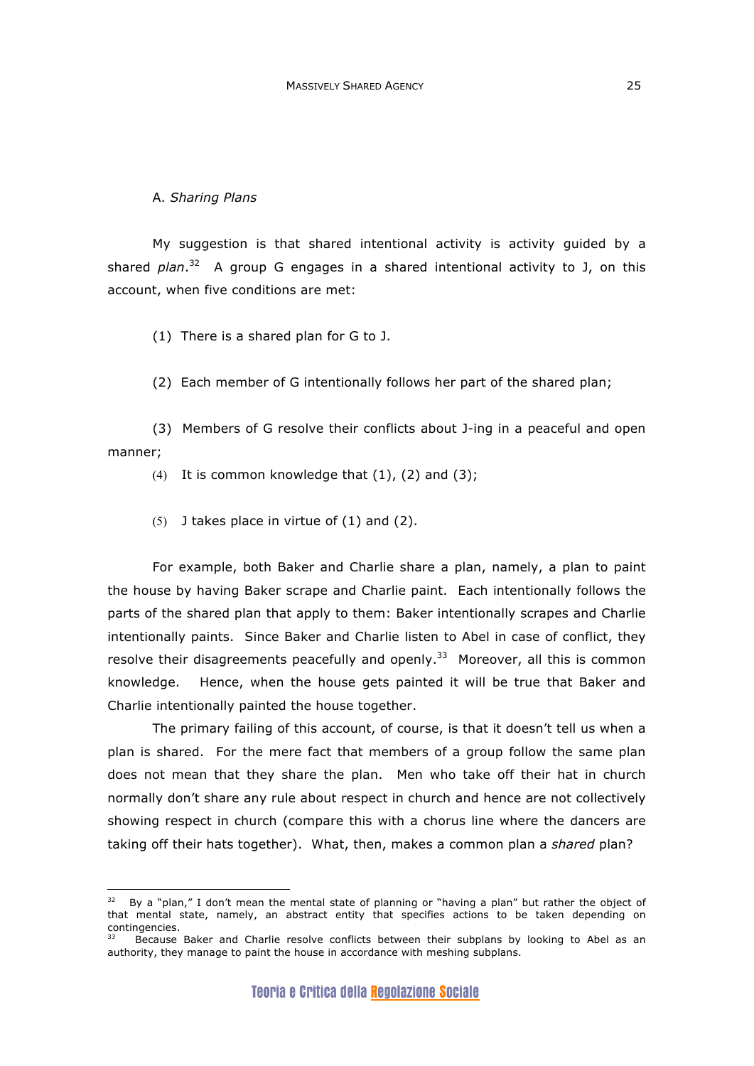### A. *Sharing Plans*

My suggestion is that shared intentional activity is activity guided by a shared *plan*.[32] A group G engages in a shared intentional activity to J, on this account, when five conditions are met:

(1) There is a shared plan for G to J.

(2) Each member of G intentionally follows her part of the shared plan;

(3) Members of G resolve their conflicts about J-ing in a peaceful and open manner;

(4) It is common knowledge that (1), (2) and (3);

(5) J takes place in virtue of (1) and (2).

For example, both Baker and Charlie share a plan, namely, a plan to paint the house by having Baker scrape and Charlie paint. Each intentionally follows the parts of the shared plan that apply to them: Baker intentionally scrapes and Charlie intentionally paints. Since Baker and Charlie listen to Abel in case of conflict, they resolve their disagreements peacefully and openly.[33] Moreover, all this is common knowledge. Hence, when the house gets painted it will be true that Baker and Charlie intentionally painted the house together.

The primary failing of this account, of course, is that it doesn't tell us when a plan is shared. For the mere fact that members of a group follow the same plan does not mean that they share the plan. Men who take off their hat in church normally don't share any rule about respect in church and hence are not collectively showing respect in church (compare this with a chorus line where the dancers are taking off their hats together). What, then, makes a common plan a *shared* plan?

---

[32] By a "plan," I don't mean the mental state of planning or "having a plan" but rather the object of that mental state, namely, an abstract entity that specifies actions to be taken depending on contingencies.

[33] Because Baker and Charlie resolve conflicts between their subplans by looking to Abel as an authority, they manage to paint the house in accordance with meshing subplans.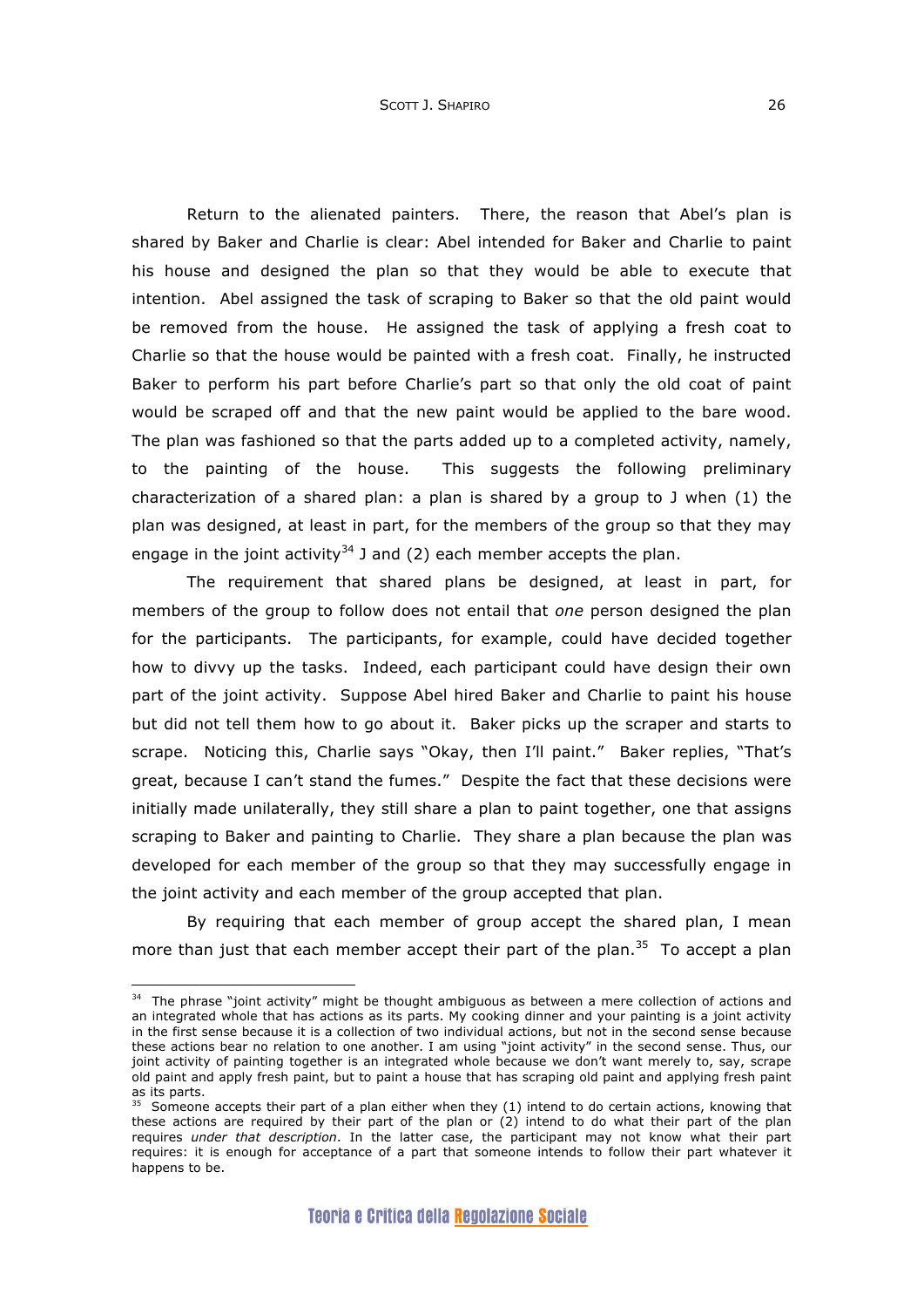Return to the alienated painters. There, the reason that Abel's plan is shared by Baker and Charlie is clear: Abel intended for Baker and Charlie to paint his house and designed the plan so that they would be able to execute that intention. Abel assigned the task of scraping to Baker so that the old paint would be removed from the house. He assigned the task of applying a fresh coat to Charlie so that the house would be painted with a fresh coat. Finally, he instructed Baker to perform his part before Charlie's part so that only the old coat of paint would be scraped off and that the new paint would be applied to the bare wood. The plan was fashioned so that the parts added up to a completed activity, namely, to the painting of the house. This suggests the following preliminary characterization of a shared plan: a plan is shared by a group to J when (1) the plan was designed, at least in part, for the members of the group so that they may engage in the joint activity[34] J and (2) each member accepts the plan.

The requirement that shared plans be designed, at least in part, for members of the group to follow does not entail that *one* person designed the plan for the participants. The participants, for example, could have decided together how to divvy up the tasks. Indeed, each participant could have design their own part of the joint activity. Suppose Abel hired Baker and Charlie to paint his house but did not tell them how to go about it. Baker picks up the scraper and starts to scrape. Noticing this, Charlie says "Okay, then I'll paint." Baker replies, "That's great, because I can't stand the fumes." Despite the fact that these decisions were initially made unilaterally, they still share a plan to paint together, one that assigns scraping to Baker and painting to Charlie. They share a plan because the plan was developed for each member of the group so that they may successfully engage in the joint activity and each member of the group accepted that plan.

By requiring that each member of group accept the shared plan, I mean more than just that each member accept their part of the plan.[35] To accept a plan

---

[34] The phrase "joint activity" might be thought ambiguous as between a mere collection of actions and an integrated whole that has actions as its parts. My cooking dinner and your painting is a joint activity in the first sense because it is a collection of two individual actions, but not in the second sense because these actions bear no relation to one another. I am using "joint activity" in the second sense. Thus, our joint activity of painting together is an integrated whole because we don't want merely to, say, scrape old paint and apply fresh paint, but to paint a house that has scraping old paint and applying fresh paint as its parts.

[35] Someone accepts their part of a plan either when they (1) intend to do certain actions, knowing that these actions are required by their part of the plan or (2) intend to do what their part of the plan requires *under that description*. In the latter case, the participant may not know what their part requires: it is enough for acceptance of a part that someone intends to follow their part whatever it happens to be.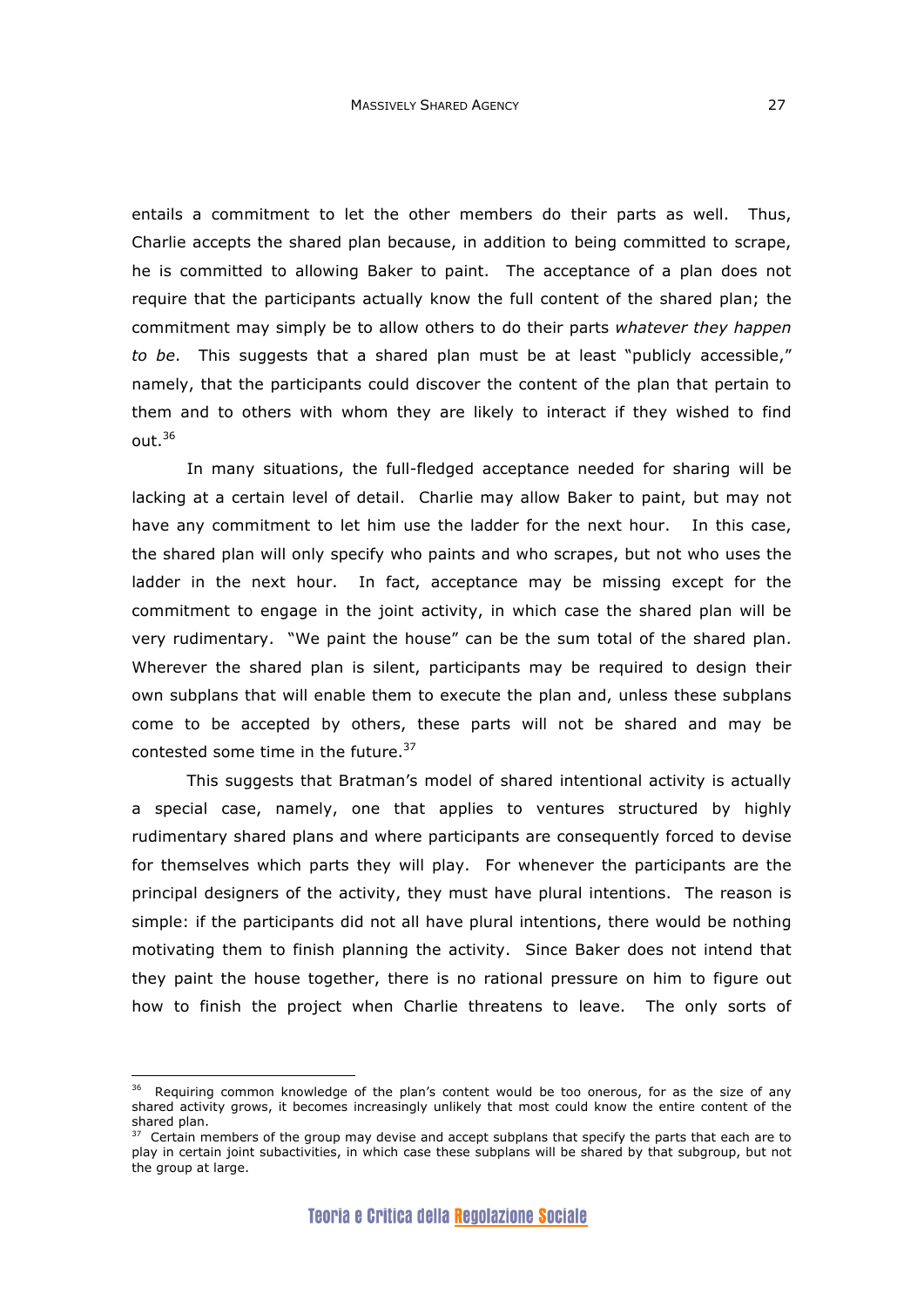entails a commitment to let the other members do their parts as well. Thus, Charlie accepts the shared plan because, in addition to being committed to scrape, he is committed to allowing Baker to paint. The acceptance of a plan does not require that the participants actually know the full content of the shared plan; the commitment may simply be to allow others to do their parts *whatever they happen to be*. This suggests that a shared plan must be at least "publicly accessible," namely, that the participants could discover the content of the plan that pertain to them and to others with whom they are likely to interact if they wished to find out.[36]

In many situations, the full-fledged acceptance needed for sharing will be lacking at a certain level of detail. Charlie may allow Baker to paint, but may not have any commitment to let him use the ladder for the next hour. In this case, the shared plan will only specify who paints and who scrapes, but not who uses the ladder in the next hour. In fact, acceptance may be missing except for the commitment to engage in the joint activity, in which case the shared plan will be very rudimentary. "We paint the house" can be the sum total of the shared plan. Wherever the shared plan is silent, participants may be required to design their own subplans that will enable them to execute the plan and, unless these subplans come to be accepted by others, these parts will not be shared and may be contested some time in the future.[37]

This suggests that Bratman's model of shared intentional activity is actually a special case, namely, one that applies to ventures structured by highly rudimentary shared plans and where participants are consequently forced to devise for themselves which parts they will play. For whenever the participants are the principal designers of the activity, they must have plural intentions. The reason is simple: if the participants did not all have plural intentions, there would be nothing motivating them to finish planning the activity. Since Baker does not intend that they paint the house together, there is no rational pressure on him to figure out how to finish the project when Charlie threatens to leave. The only sorts of

[36] Requiring common knowledge of the plan's content would be too onerous, for as the size of any shared activity grows, it becomes increasingly unlikely that most could know the entire content of the shared plan.

[37] Certain members of the group may devise and accept subplans that specify the parts that each are to play in certain joint subactivities, in which case these subplans will be shared by that subgroup, but not the group at large.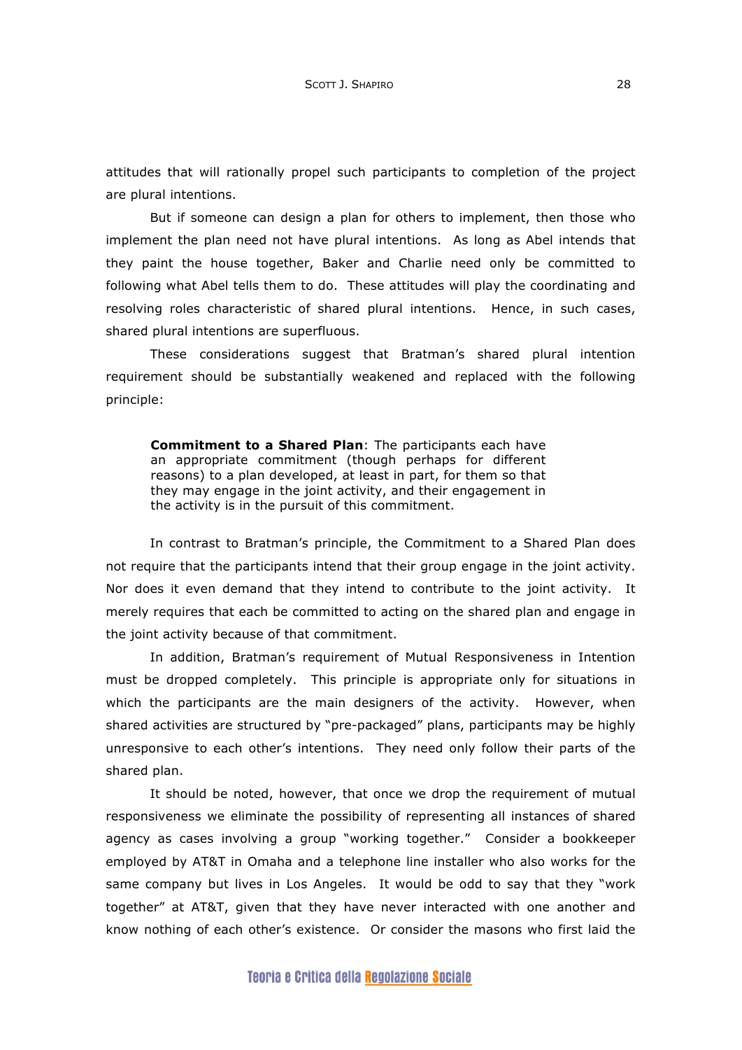attitudes that will rationally propel such participants to completion of the project are plural intentions.

But if someone can design a plan for others to implement, then those who implement the plan need not have plural intentions. As long as Abel intends that they paint the house together, Baker and Charlie need only be committed to following what Abel tells them to do. These attitudes will play the coordinating and resolving roles characteristic of shared plural intentions. Hence, in such cases, shared plural intentions are superfluous.

These considerations suggest that Bratman's shared plural intention requirement should be substantially weakened and replaced with the following principle:

> **Commitment to a Shared Plan**: The participants each have an appropriate commitment (though perhaps for different reasons) to a plan developed, at least in part, for them so that they may engage in the joint activity, and their engagement in the activity is in the pursuit of this commitment.

In contrast to Bratman's principle, the Commitment to a Shared Plan does not require that the participants intend that their group engage in the joint activity. Nor does it even demand that they intend to contribute to the joint activity. It merely requires that each be committed to acting on the shared plan and engage in the joint activity because of that commitment.

In addition, Bratman's requirement of Mutual Responsiveness in Intention must be dropped completely. This principle is appropriate only for situations in which the participants are the main designers of the activity. However, when shared activities are structured by "pre-packaged" plans, participants may be highly unresponsive to each other's intentions. They need only follow their parts of the shared plan.

It should be noted, however, that once we drop the requirement of mutual responsiveness we eliminate the possibility of representing all instances of shared agency as cases involving a group "working together." Consider a bookkeeper employed by AT&T in Omaha and a telephone line installer who also works for the same company but lives in Los Angeles. It would be odd to say that they "work together" at AT&T, given that they have never interacted with one another and know nothing of each other's existence. Or consider the masons who first laid the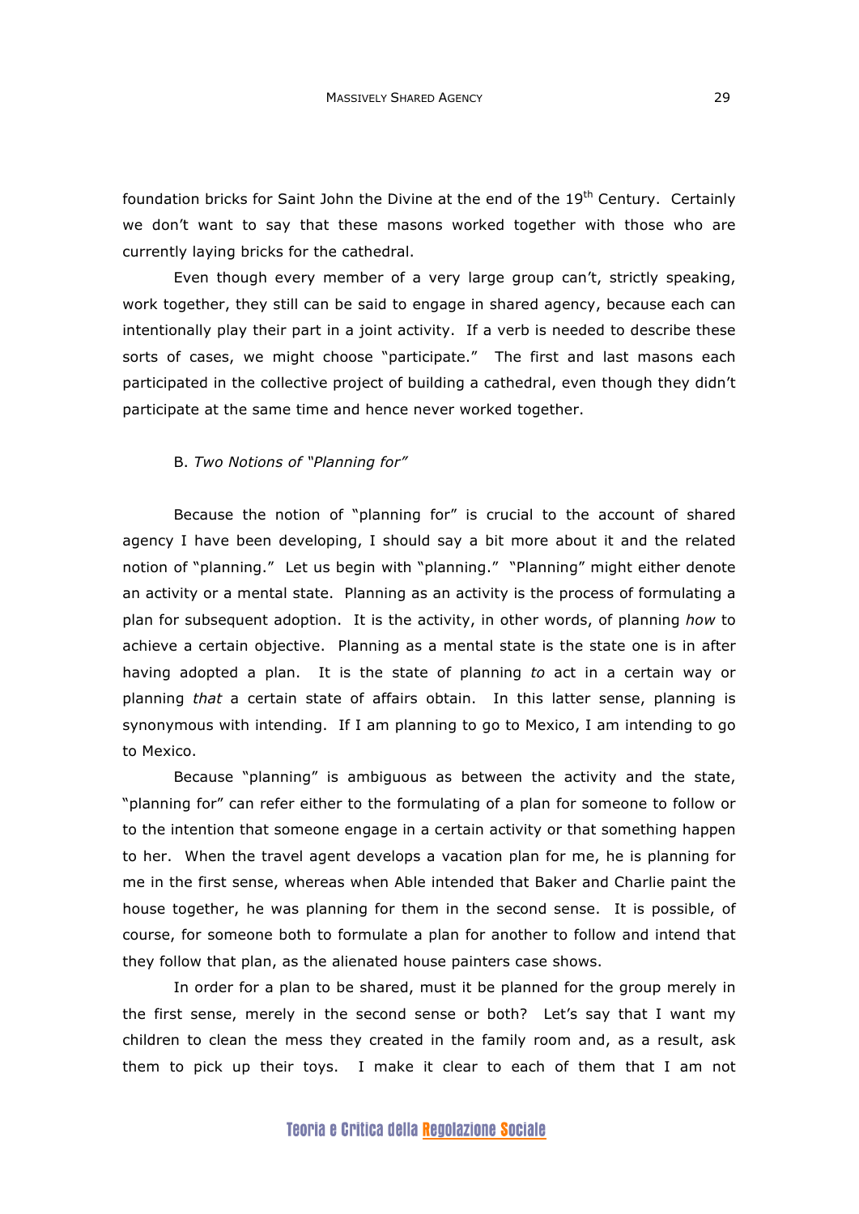foundation bricks for Saint John the Divine at the end of the 19th Century. Certainly we don't want to say that these masons worked together with those who are currently laying bricks for the cathedral.

Even though every member of a very large group can't, strictly speaking, work together, they still can be said to engage in shared agency, because each can intentionally play their part in a joint activity. If a verb is needed to describe these sorts of cases, we might choose "participate." The first and last masons each participated in the collective project of building a cathedral, even though they didn't participate at the same time and hence never worked together.

B. *Two Notions of "Planning for"*

Because the notion of "planning for" is crucial to the account of shared agency I have been developing, I should say a bit more about it and the related notion of "planning." Let us begin with "planning." "Planning" might either denote an activity or a mental state. Planning as an activity is the process of formulating a plan for subsequent adoption. It is the activity, in other words, of planning *how* to achieve a certain objective. Planning as a mental state is the state one is in after having adopted a plan. It is the state of planning *to* act in a certain way or planning *that* a certain state of affairs obtain. In this latter sense, planning is synonymous with intending. If I am planning to go to Mexico, I am intending to go to Mexico.

Because "planning" is ambiguous as between the activity and the state, "planning for" can refer either to the formulating of a plan for someone to follow or to the intention that someone engage in a certain activity or that something happen to her. When the travel agent develops a vacation plan for me, he is planning for me in the first sense, whereas when Able intended that Baker and Charlie paint the house together, he was planning for them in the second sense. It is possible, of course, for someone both to formulate a plan for another to follow and intend that they follow that plan, as the alienated house painters case shows.

In order for a plan to be shared, must it be planned for the group merely in the first sense, merely in the second sense or both? Let's say that I want my children to clean the mess they created in the family room and, as a result, ask them to pick up their toys. I make it clear to each of them that I am not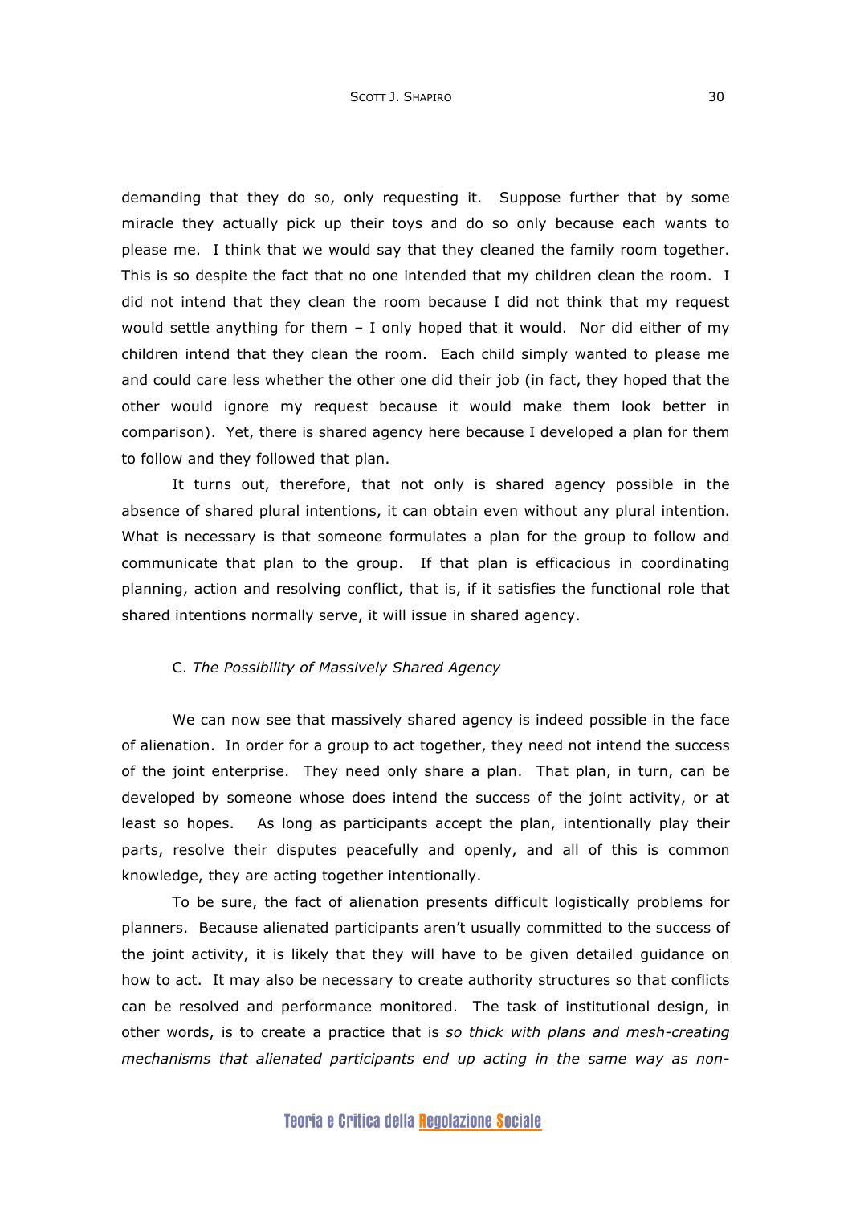demanding that they do so, only requesting it. Suppose further that by some miracle they actually pick up their toys and do so only because each wants to please me. I think that we would say that they cleaned the family room together. This is so despite the fact that no one intended that my children clean the room. I did not intend that they clean the room because I did not think that my request would settle anything for them – I only hoped that it would. Nor did either of my children intend that they clean the room. Each child simply wanted to please me and could care less whether the other one did their job (in fact, they hoped that the other would ignore my request because it would make them look better in comparison). Yet, there is shared agency here because I developed a plan for them to follow and they followed that plan.

It turns out, therefore, that not only is shared agency possible in the absence of shared plural intentions, it can obtain even without any plural intention. What is necessary is that someone formulates a plan for the group to follow and communicate that plan to the group. If that plan is efficacious in coordinating planning, action and resolving conflict, that is, if it satisfies the functional role that shared intentions normally serve, it will issue in shared agency.

### C. *The Possibility of Massively Shared Agency*

We can now see that massively shared agency is indeed possible in the face of alienation. In order for a group to act together, they need not intend the success of the joint enterprise. They need only share a plan. That plan, in turn, can be developed by someone whose does intend the success of the joint activity, or at least so hopes. As long as participants accept the plan, intentionally play their parts, resolve their disputes peacefully and openly, and all of this is common knowledge, they are acting together intentionally.

To be sure, the fact of alienation presents difficult logistically problems for planners. Because alienated participants aren't usually committed to the success of the joint activity, it is likely that they will have to be given detailed guidance on how to act. It may also be necessary to create authority structures so that conflicts can be resolved and performance monitored. The task of institutional design, in other words, is to create a practice that is *so thick with plans and mesh-creating mechanisms that alienated participants end up acting in the same way as non-*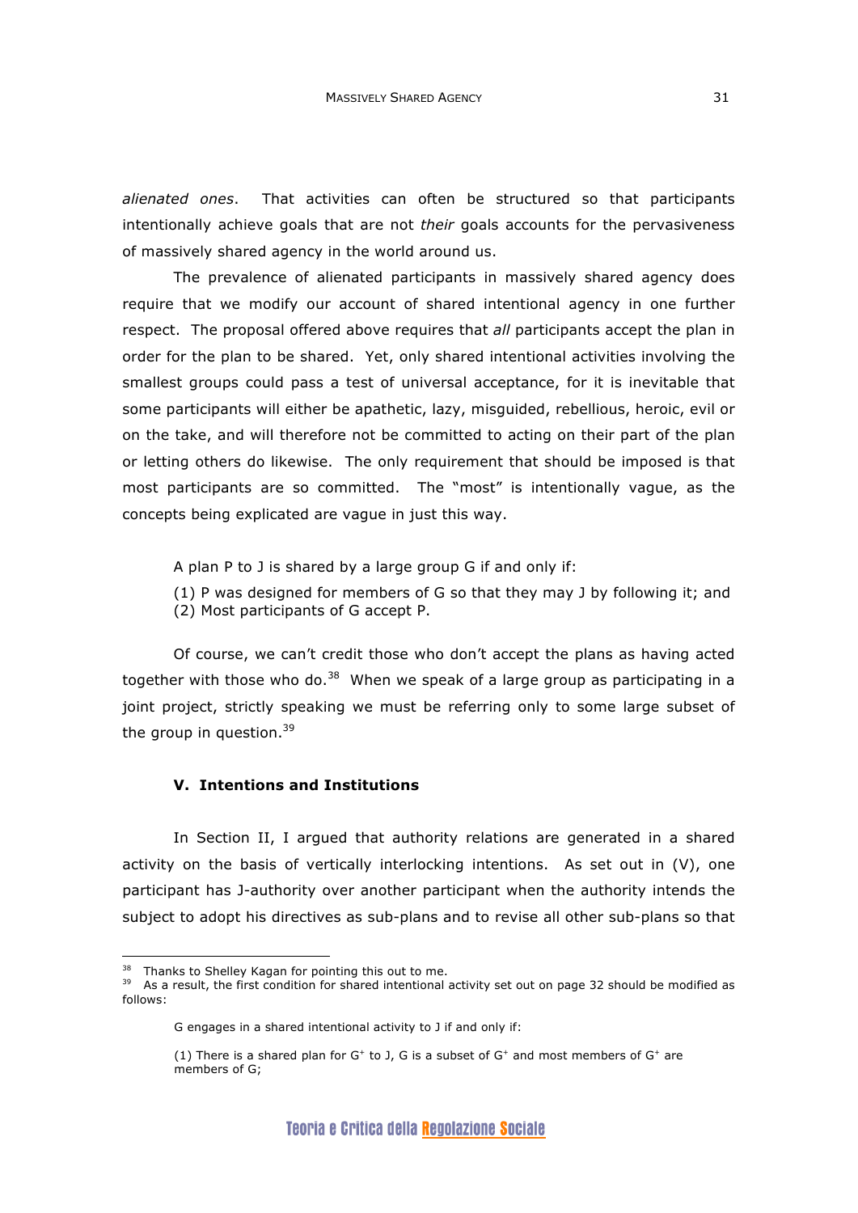*alienated ones*. That activities can often be structured so that participants intentionally achieve goals that are not *their* goals accounts for the pervasiveness of massively shared agency in the world around us.

The prevalence of alienated participants in massively shared agency does require that we modify our account of shared intentional agency in one further respect. The proposal offered above requires that *all* participants accept the plan in order for the plan to be shared. Yet, only shared intentional activities involving the smallest groups could pass a test of universal acceptance, for it is inevitable that some participants will either be apathetic, lazy, misguided, rebellious, heroic, evil or on the take, and will therefore not be committed to acting on their part of the plan or letting others do likewise. The only requirement that should be imposed is that most participants are so committed. The "most" is intentionally vague, as the concepts being explicated are vague in just this way.

A plan P to J is shared by a large group G if and only if:

(1) P was designed for members of G so that they may J by following it; and
(2) Most participants of G accept P.

Of course, we can't credit those who don't accept the plans as having acted together with those who do.[38] When we speak of a large group as participating in a joint project, strictly speaking we must be referring only to some large subset of the group in question.[39]

### V. Intentions and Institutions

In Section II, I argued that authority relations are generated in a shared activity on the basis of vertically interlocking intentions. As set out in (V), one participant has J-authority over another participant when the authority intends the subject to adopt his directives as sub-plans and to revise all other sub-plans so that

---

[38] Thanks to Shelley Kagan for pointing this out to me.

[39] As a result, the first condition for shared intentional activity set out on page 32 should be modified as follows:

G engages in a shared intentional activity to J if and only if:

(1) There is a shared plan for $G^+$ to J, G is a subset of $G^+$ and most members of $G^+$ are members of G;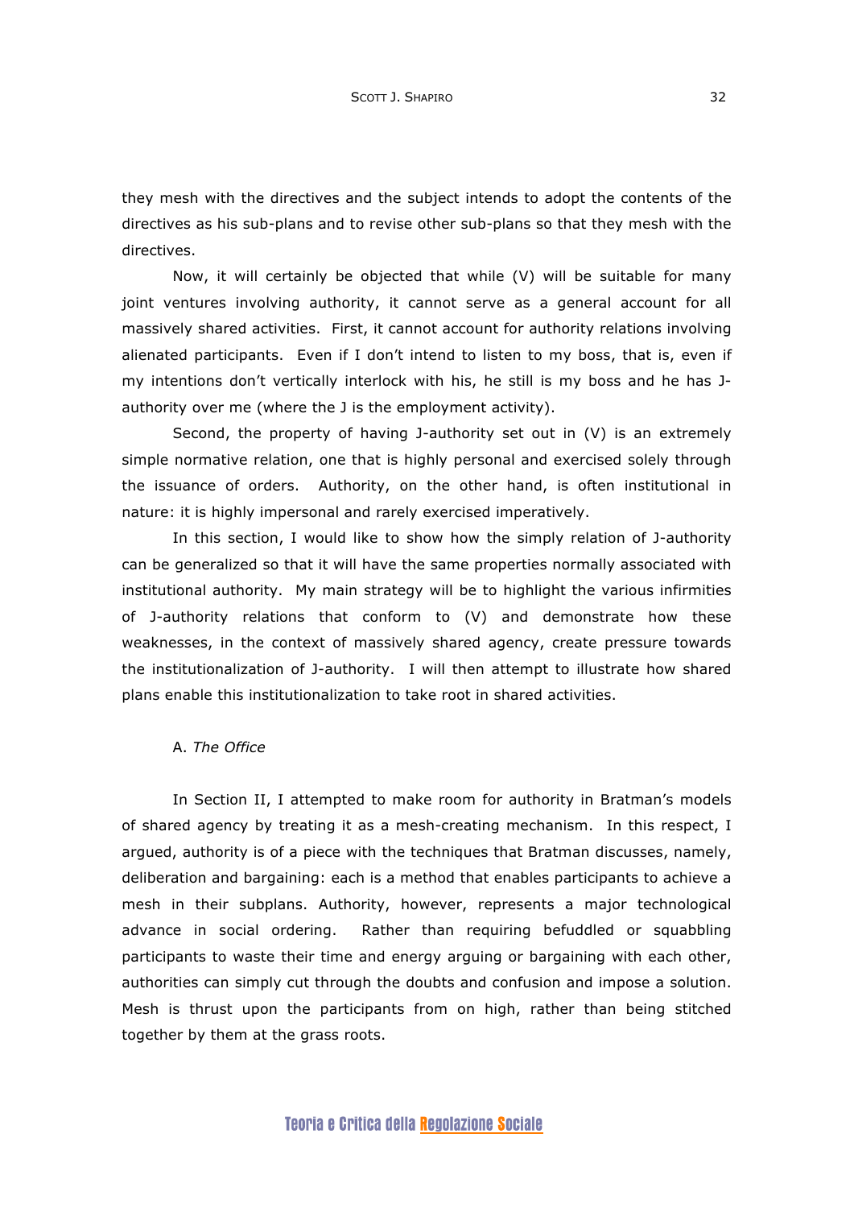they mesh with the directives and the subject intends to adopt the contents of the directives as his sub-plans and to revise other sub-plans so that they mesh with the directives.

Now, it will certainly be objected that while (V) will be suitable for many joint ventures involving authority, it cannot serve as a general account for all massively shared activities. First, it cannot account for authority relations involving alienated participants. Even if I don't intend to listen to my boss, that is, even if my intentions don't vertically interlock with his, he still is my boss and he has J-authority over me (where the J is the employment activity).

Second, the property of having J-authority set out in (V) is an extremely simple normative relation, one that is highly personal and exercised solely through the issuance of orders. Authority, on the other hand, is often institutional in nature: it is highly impersonal and rarely exercised imperatively.

In this section, I would like to show how the simply relation of J-authority can be generalized so that it will have the same properties normally associated with institutional authority. My main strategy will be to highlight the various infirmities of J-authority relations that conform to (V) and demonstrate how these weaknesses, in the context of massively shared agency, create pressure towards the institutionalization of J-authority. I will then attempt to illustrate how shared plans enable this institutionalization to take root in shared activities.

### A. *The Office*

In Section II, I attempted to make room for authority in Bratman's models of shared agency by treating it as a mesh-creating mechanism. In this respect, I argued, authority is of a piece with the techniques that Bratman discusses, namely, deliberation and bargaining: each is a method that enables participants to achieve a mesh in their subplans. Authority, however, represents a major technological advance in social ordering. Rather than requiring befuddled or squabbling participants to waste their time and energy arguing or bargaining with each other, authorities can simply cut through the doubts and confusion and impose a solution. Mesh is thrust upon the participants from on high, rather than being stitched together by them at the grass roots.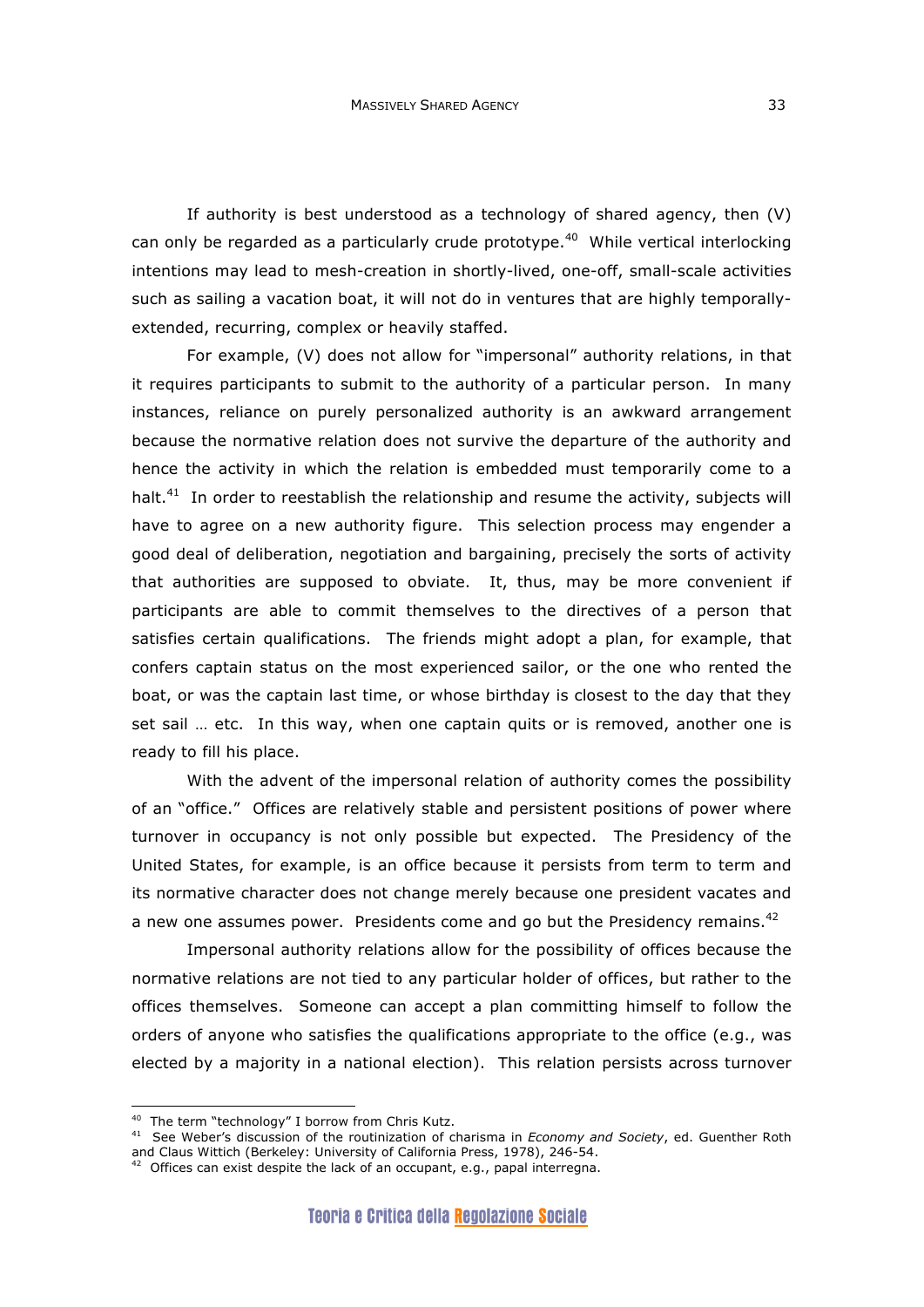If authority is best understood as a technology of shared agency, then (V) can only be regarded as a particularly crude prototype.[40] While vertical interlocking intentions may lead to mesh-creation in shortly-lived, one-off, small-scale activities such as sailing a vacation boat, it will not do in ventures that are highly temporally-extended, recurring, complex or heavily staffed.

For example, (V) does not allow for "impersonal" authority relations, in that it requires participants to submit to the authority of a particular person. In many instances, reliance on purely personalized authority is an awkward arrangement because the normative relation does not survive the departure of the authority and hence the activity in which the relation is embedded must temporarily come to a halt.[41] In order to reestablish the relationship and resume the activity, subjects will have to agree on a new authority figure. This selection process may engender a good deal of deliberation, negotiation and bargaining, precisely the sorts of activity that authorities are supposed to obviate. It, thus, may be more convenient if participants are able to commit themselves to the directives of a person that satisfies certain qualifications. The friends might adopt a plan, for example, that confers captain status on the most experienced sailor, or the one who rented the boat, or was the captain last time, or whose birthday is closest to the day that they set sail … etc. In this way, when one captain quits or is removed, another one is ready to fill his place.

With the advent of the impersonal relation of authority comes the possibility of an "office." Offices are relatively stable and persistent positions of power where turnover in occupancy is not only possible but expected. The Presidency of the United States, for example, is an office because it persists from term to term and its normative character does not change merely because one president vacates and a new one assumes power. Presidents come and go but the Presidency remains.[42]

Impersonal authority relations allow for the possibility of offices because the normative relations are not tied to any particular holder of offices, but rather to the offices themselves. Someone can accept a plan committing himself to follow the orders of anyone who satisfies the qualifications appropriate to the office (e.g., was elected by a majority in a national election). This relation persists across turnover

---

[40] The term "technology" I borrow from Chris Kutz.

[41] See Weber's discussion of the routinization of charisma in *Economy and Society*, ed. Guenther Roth and Claus Wittich (Berkeley: University of California Press, 1978), 246-54.

[42] Offices can exist despite the lack of an occupant, e.g., papal interregna.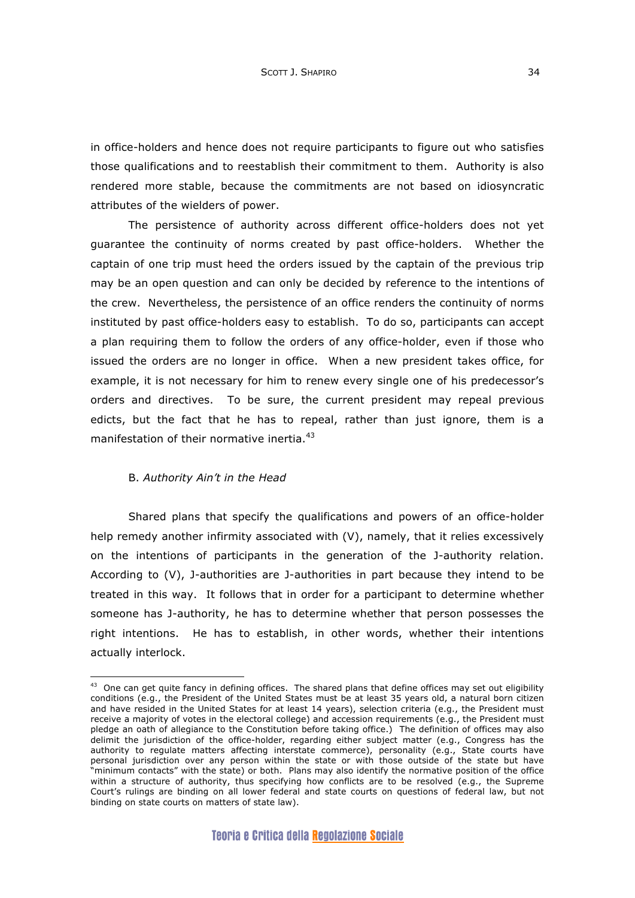in office-holders and hence does not require participants to figure out who satisfies those qualifications and to reestablish their commitment to them. Authority is also rendered more stable, because the commitments are not based on idiosyncratic attributes of the wielders of power.

The persistence of authority across different office-holders does not yet guarantee the continuity of norms created by past office-holders. Whether the captain of one trip must heed the orders issued by the captain of the previous trip may be an open question and can only be decided by reference to the intentions of the crew. Nevertheless, the persistence of an office renders the continuity of norms instituted by past office-holders easy to establish. To do so, participants can accept a plan requiring them to follow the orders of any office-holder, even if those who issued the orders are no longer in office. When a new president takes office, for example, it is not necessary for him to renew every single one of his predecessor's orders and directives. To be sure, the current president may repeal previous edicts, but the fact that he has to repeal, rather than just ignore, them is a manifestation of their normative inertia.[43]

### B. *Authority Ain't in the Head*

Shared plans that specify the qualifications and powers of an office-holder help remedy another infirmity associated with (V), namely, that it relies excessively on the intentions of participants in the generation of the J-authority relation. According to (V), J-authorities are J-authorities in part because they intend to be treated in this way. It follows that in order for a participant to determine whether someone has J-authority, he has to determine whether that person possesses the right intentions. He has to establish, in other words, whether their intentions actually interlock.

---

[43] One can get quite fancy in defining offices. The shared plans that define offices may set out eligibility conditions (e.g., the President of the United States must be at least 35 years old, a natural born citizen and have resided in the United States for at least 14 years), selection criteria (e.g., the President must receive a majority of votes in the electoral college) and accession requirements (e.g., the President must pledge an oath of allegiance to the Constitution before taking office.) The definition of offices may also delimit the jurisdiction of the office-holder, regarding either subject matter (e.g., Congress has the authority to regulate matters affecting interstate commerce), personality (e.g., State courts have personal jurisdiction over any person within the state or with those outside of the state but have "minimum contacts" with the state) or both. Plans may also identify the normative position of the office within a structure of authority, thus specifying how conflicts are to be resolved (e.g., the Supreme Court's rulings are binding on all lower federal and state courts on questions of federal law, but not binding on state courts on matters of state law).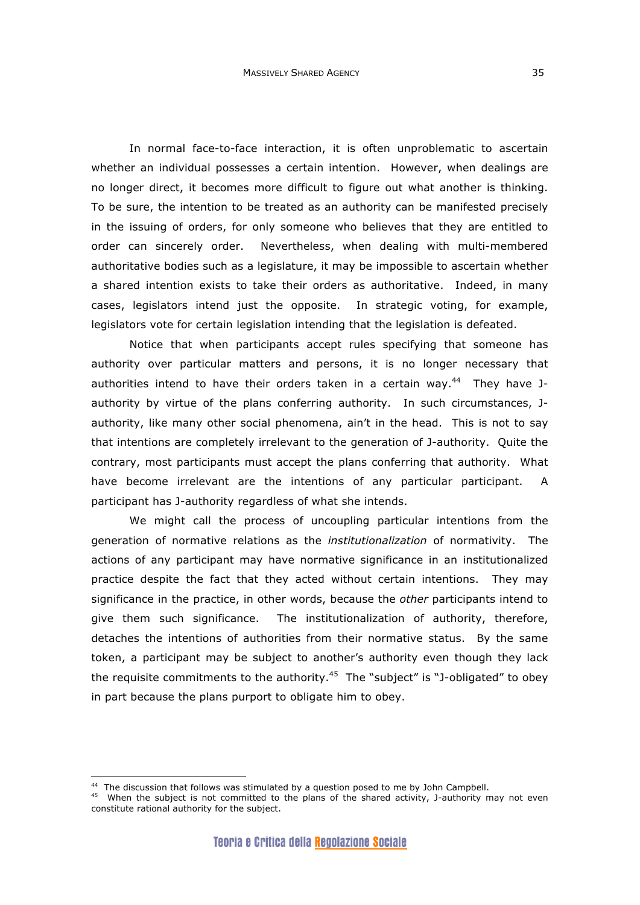In normal face-to-face interaction, it is often unproblematic to ascertain whether an individual possesses a certain intention. However, when dealings are no longer direct, it becomes more difficult to figure out what another is thinking. To be sure, the intention to be treated as an authority can be manifested precisely in the issuing of orders, for only someone who believes that they are entitled to order can sincerely order. Nevertheless, when dealing with multi-membered authoritative bodies such as a legislature, it may be impossible to ascertain whether a shared intention exists to take their orders as authoritative. Indeed, in many cases, legislators intend just the opposite. In strategic voting, for example, legislators vote for certain legislation intending that the legislation is defeated.

Notice that when participants accept rules specifying that someone has authority over particular matters and persons, it is no longer necessary that authorities intend to have their orders taken in a certain way.[44] They have J-authority by virtue of the plans conferring authority. In such circumstances, J-authority, like many other social phenomena, ain't in the head. This is not to say that intentions are completely irrelevant to the generation of J-authority. Quite the contrary, most participants must accept the plans conferring that authority. What have become irrelevant are the intentions of any particular participant. A participant has J-authority regardless of what she intends.

We might call the process of uncoupling particular intentions from the generation of normative relations as the *institutionalization* of normativity. The actions of any participant may have normative significance in an institutionalized practice despite the fact that they acted without certain intentions. They may significance in the practice, in other words, because the *other* participants intend to give them such significance. The institutionalization of authority, therefore, detaches the intentions of authorities from their normative status. By the same token, a participant may be subject to another's authority even though they lack the requisite commitments to the authority.[45] The "subject" is "J-obligated" to obey in part because the plans purport to obligate him to obey.

---

[44] The discussion that follows was stimulated by a question posed to me by John Campbell.

[45] When the subject is not committed to the plans of the shared activity, J-authority may not even constitute rational authority for the subject.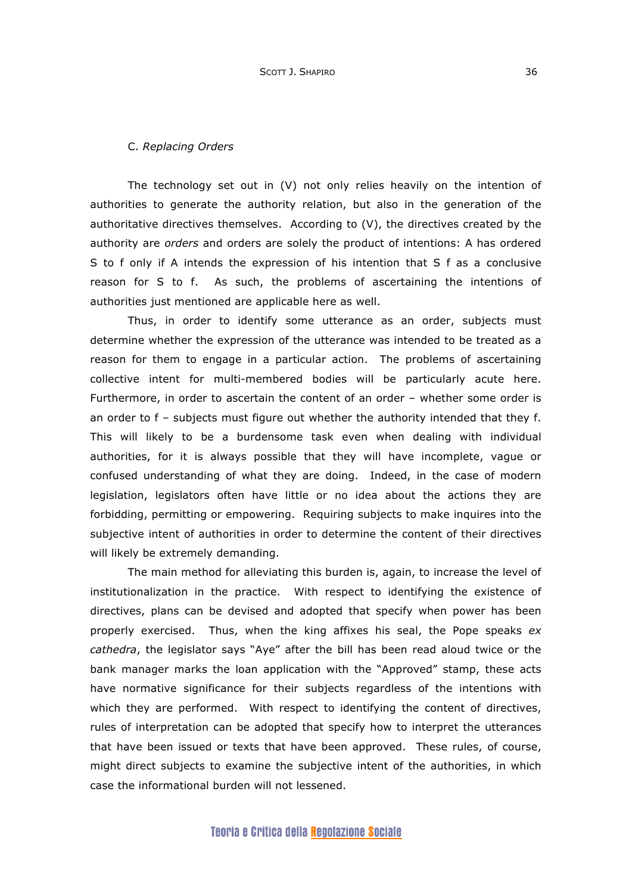### C. *Replacing Orders*

The technology set out in (V) not only relies heavily on the intention of authorities to generate the authority relation, but also in the generation of the authoritative directives themselves. According to (V), the directives created by the authority are *orders* and orders are solely the product of intentions: A has ordered S to f only if A intends the expression of his intention that S f as a conclusive reason for S to f. As such, the problems of ascertaining the intentions of authorities just mentioned are applicable here as well.

Thus, in order to identify some utterance as an order, subjects must determine whether the expression of the utterance was intended to be treated as a reason for them to engage in a particular action. The problems of ascertaining collective intent for multi-membered bodies will be particularly acute here. Furthermore, in order to ascertain the content of an order – whether some order is an order to f – subjects must figure out whether the authority intended that they f. This will likely to be a burdensome task even when dealing with individual authorities, for it is always possible that they will have incomplete, vague or confused understanding of what they are doing. Indeed, in the case of modern legislation, legislators often have little or no idea about the actions they are forbidding, permitting or empowering. Requiring subjects to make inquires into the subjective intent of authorities in order to determine the content of their directives will likely be extremely demanding.

The main method for alleviating this burden is, again, to increase the level of institutionalization in the practice. With respect to identifying the existence of directives, plans can be devised and adopted that specify when power has been properly exercised. Thus, when the king affixes his seal, the Pope speaks *ex cathedra*, the legislator says "Aye" after the bill has been read aloud twice or the bank manager marks the loan application with the "Approved" stamp, these acts have normative significance for their subjects regardless of the intentions with which they are performed. With respect to identifying the content of directives, rules of interpretation can be adopted that specify how to interpret the utterances that have been issued or texts that have been approved. These rules, of course, might direct subjects to examine the subjective intent of the authorities, in which case the informational burden will not lessened.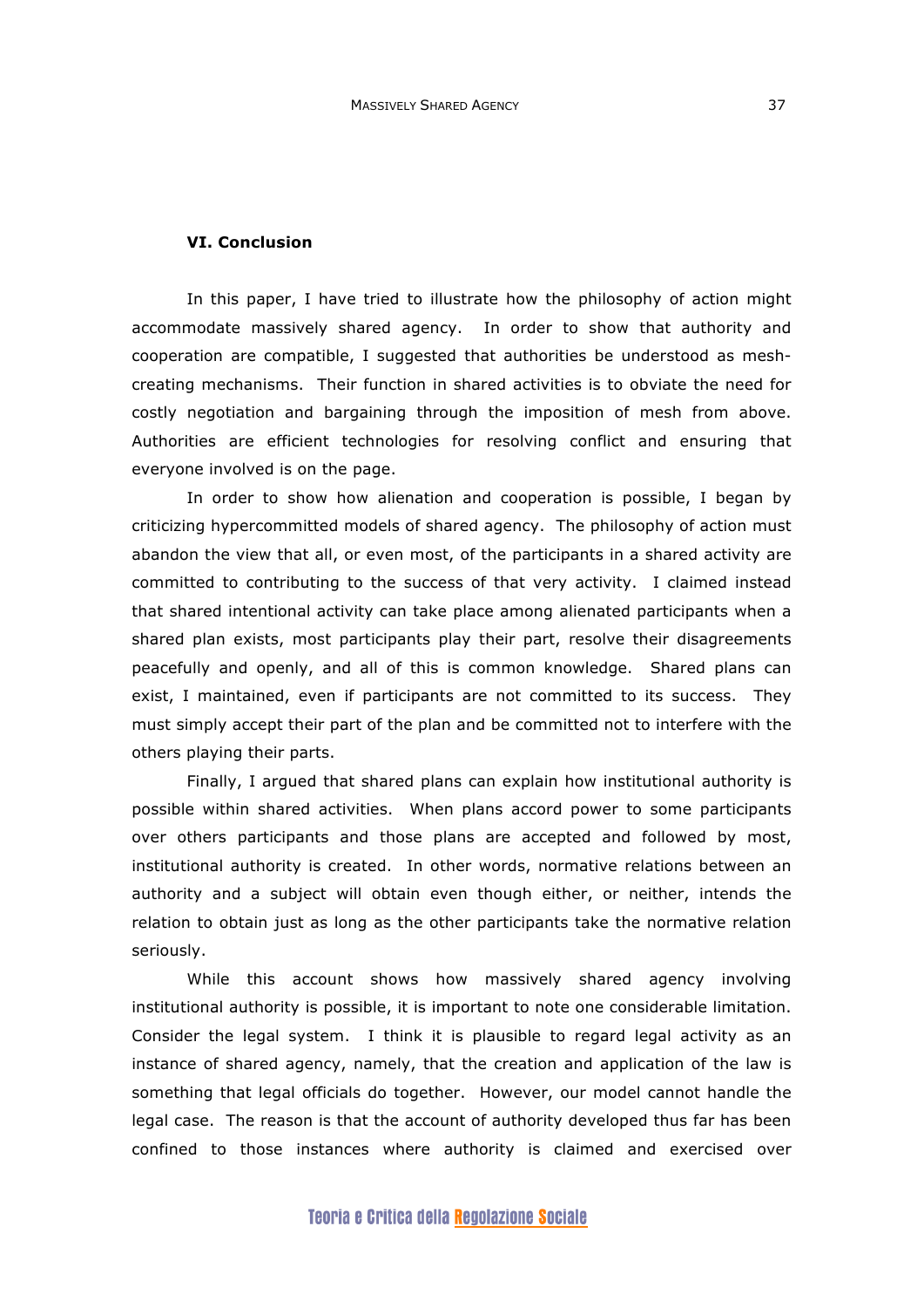## VI. Conclusion

In this paper, I have tried to illustrate how the philosophy of action might accommodate massively shared agency. In order to show that authority and cooperation are compatible, I suggested that authorities be understood as mesh-creating mechanisms. Their function in shared activities is to obviate the need for costly negotiation and bargaining through the imposition of mesh from above. Authorities are efficient technologies for resolving conflict and ensuring that everyone involved is on the page.

In order to show how alienation and cooperation is possible, I began by criticizing hypercommitted models of shared agency. The philosophy of action must abandon the view that all, or even most, of the participants in a shared activity are committed to contributing to the success of that very activity. I claimed instead that shared intentional activity can take place among alienated participants when a shared plan exists, most participants play their part, resolve their disagreements peacefully and openly, and all of this is common knowledge. Shared plans can exist, I maintained, even if participants are not committed to its success. They must simply accept their part of the plan and be committed not to interfere with the others playing their parts.

Finally, I argued that shared plans can explain how institutional authority is possible within shared activities. When plans accord power to some participants over others participants and those plans are accepted and followed by most, institutional authority is created. In other words, normative relations between an authority and a subject will obtain even though either, or neither, intends the relation to obtain just as long as the other participants take the normative relation seriously.

While this account shows how massively shared agency involving institutional authority is possible, it is important to note one considerable limitation. Consider the legal system. I think it is plausible to regard legal activity as an instance of shared agency, namely, that the creation and application of the law is something that legal officials do together. However, our model cannot handle the legal case. The reason is that the account of authority developed thus far has been confined to those instances where authority is claimed and exercised over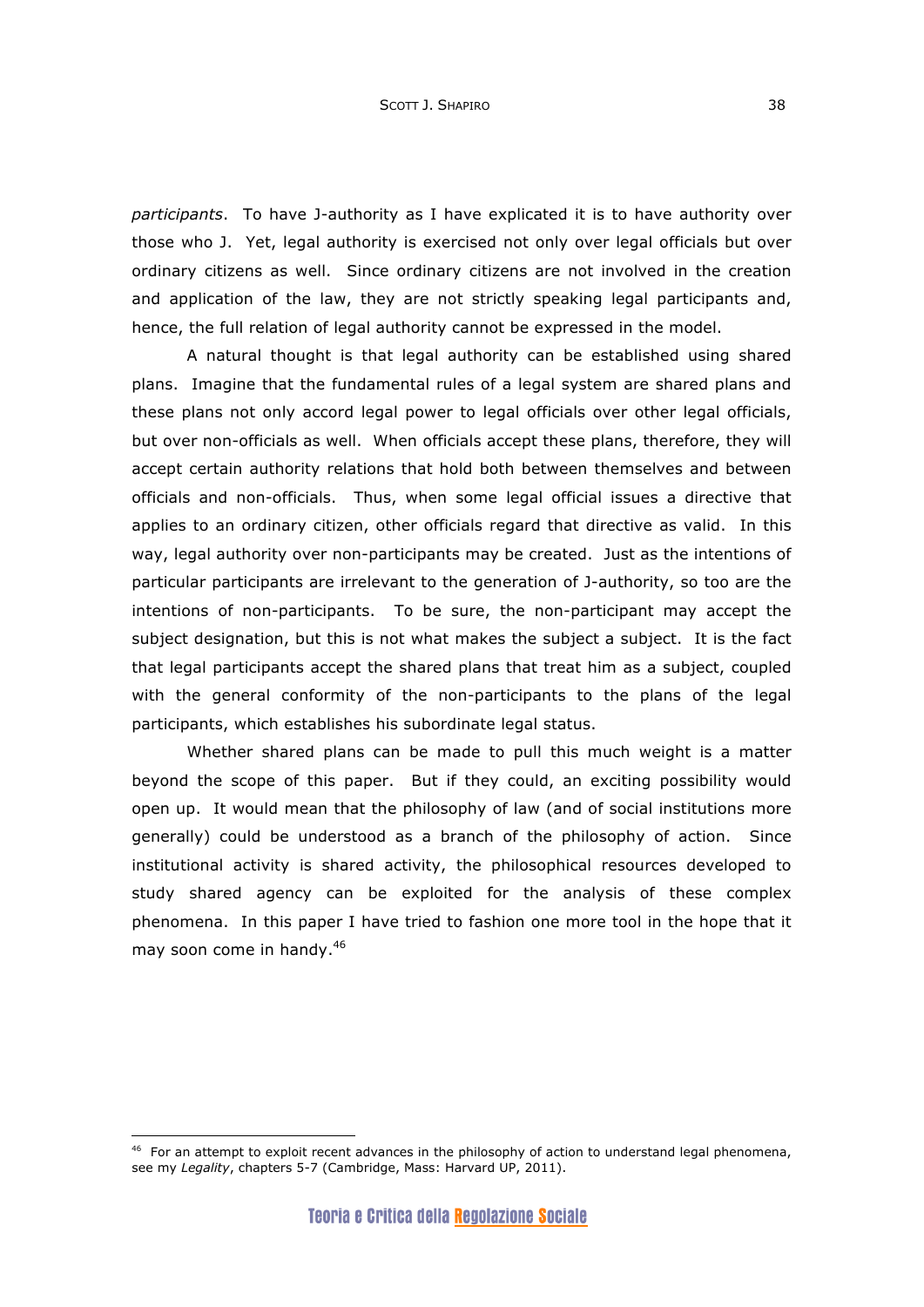*participants*. To have J-authority as I have explicated it is to have authority over those who J. Yet, legal authority is exercised not only over legal officials but over ordinary citizens as well. Since ordinary citizens are not involved in the creation and application of the law, they are not strictly speaking legal participants and, hence, the full relation of legal authority cannot be expressed in the model.

A natural thought is that legal authority can be established using shared plans. Imagine that the fundamental rules of a legal system are shared plans and these plans not only accord legal power to legal officials over other legal officials, but over non-officials as well. When officials accept these plans, therefore, they will accept certain authority relations that hold both between themselves and between officials and non-officials. Thus, when some legal official issues a directive that applies to an ordinary citizen, other officials regard that directive as valid. In this way, legal authority over non-participants may be created. Just as the intentions of particular participants are irrelevant to the generation of J-authority, so too are the intentions of non-participants. To be sure, the non-participant may accept the subject designation, but this is not what makes the subject a subject. It is the fact that legal participants accept the shared plans that treat him as a subject, coupled with the general conformity of the non-participants to the plans of the legal participants, which establishes his subordinate legal status.

Whether shared plans can be made to pull this much weight is a matter beyond the scope of this paper. But if they could, an exciting possibility would open up. It would mean that the philosophy of law (and of social institutions more generally) could be understood as a branch of the philosophy of action. Since institutional activity is shared activity, the philosophical resources developed to study shared agency can be exploited for the analysis of these complex phenomena. In this paper I have tried to fashion one more tool in the hope that it may soon come in handy.[46]

---

[46] For an attempt to exploit recent advances in the philosophy of action to understand legal phenomena, see my *Legality*, chapters 5-7 (Cambridge, Mass: Harvard UP, 2011).